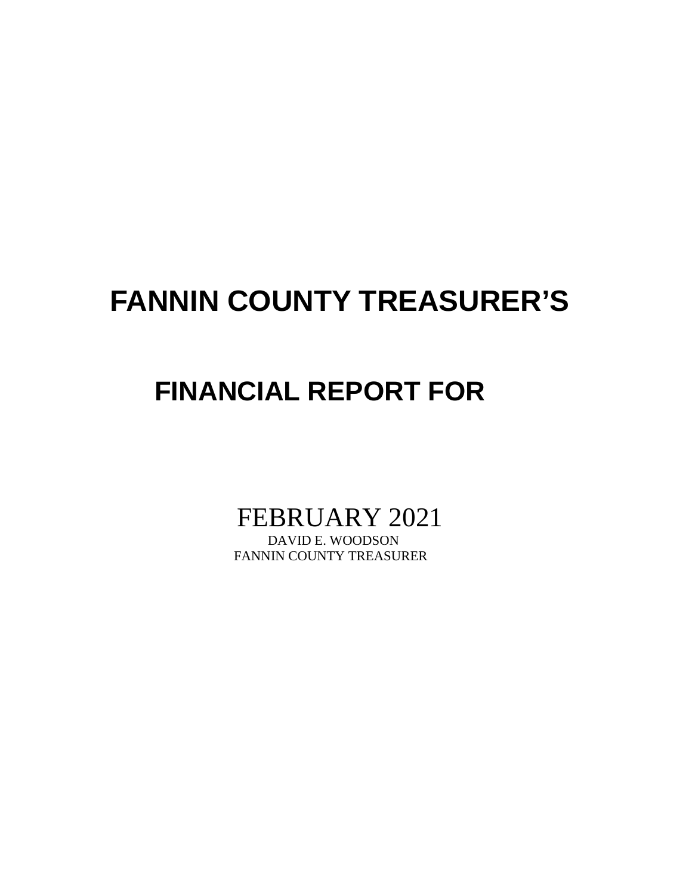# FANNIN COUNTY TREASURER'S

## FINANCIAL REPORT FOR

FEBRUARY 2021

DAVID E. WOODSON

FANNIN COUNTY TREASURER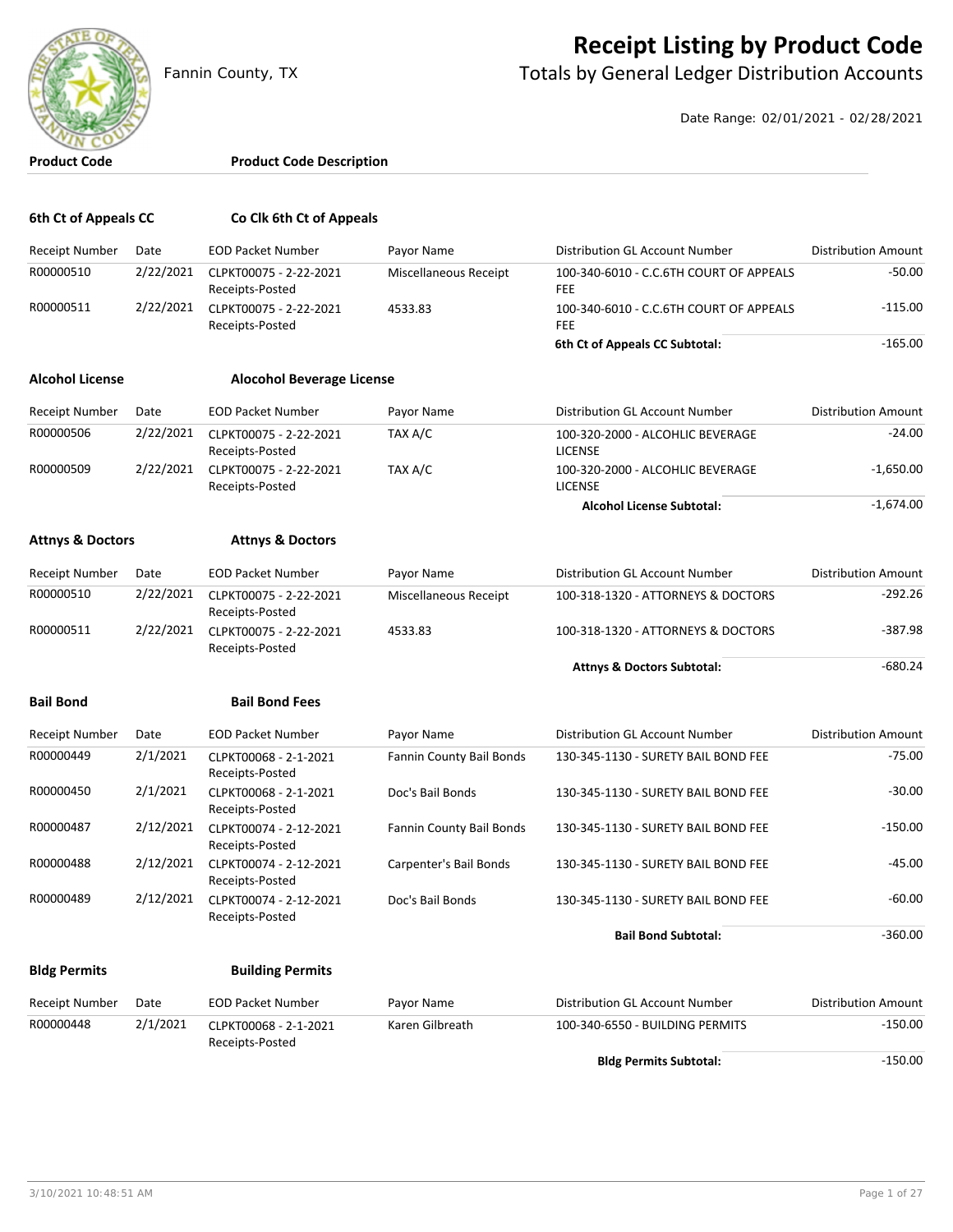# Receipt Listing by Product Code

Fannin County, TX

## Totals by General Ledger Distribution Accounts

Date Range: 02/01/2021 - 02/28/2021

| Product Code | Product Code Description |
|---|---|

### 6th Ct of Appeals CC — Co Clk 6th Ct of Appeals

| Receipt Number | Date | EOD Packet Number | Payor Name | Distribution GL Account Number | Distribution Amount |
|---|---|---|---|---|---|
| R00000510 | 2/22/2021 | CLPKT00075 - 2-22-2021 Receipts-Posted | Miscellaneous Receipt | 100-340-6010 - C.C.6TH COURT OF APPEALS FEE | -50.00 |
| R00000511 | 2/22/2021 | CLPKT00075 - 2-22-2021 Receipts-Posted | 4533.83 | 100-340-6010 - C.C.6TH COURT OF APPEALS FEE | -115.00 |
| | | | | **6th Ct of Appeals CC Subtotal:** | -165.00 |

### Alcohol License — Alocohol Beverage License

| Receipt Number | Date | EOD Packet Number | Payor Name | Distribution GL Account Number | Distribution Amount |
|---|---|---|---|---|---|
| R00000506 | 2/22/2021 | CLPKT00075 - 2-22-2021 Receipts-Posted | TAX A/C | 100-320-2000 - ALCOHLIC BEVERAGE LICENSE | -24.00 |
| R00000509 | 2/22/2021 | CLPKT00075 - 2-22-2021 Receipts-Posted | TAX A/C | 100-320-2000 - ALCOHLIC BEVERAGE LICENSE | -1,650.00 |
| | | | | **Alcohol License Subtotal:** | -1,674.00 |

### Attnys & Doctors — Attnys & Doctors

| Receipt Number | Date | EOD Packet Number | Payor Name | Distribution GL Account Number | Distribution Amount |
|---|---|---|---|---|---|
| R00000510 | 2/22/2021 | CLPKT00075 - 2-22-2021 Receipts-Posted | Miscellaneous Receipt | 100-318-1320 - ATTORNEYS & DOCTORS | -292.26 |
| R00000511 | 2/22/2021 | CLPKT00075 - 2-22-2021 Receipts-Posted | 4533.83 | 100-318-1320 - ATTORNEYS & DOCTORS | -387.98 |
| | | | | **Attnys & Doctors Subtotal:** | -680.24 |

### Bail Bond — Bail Bond Fees

| Receipt Number | Date | EOD Packet Number | Payor Name | Distribution GL Account Number | Distribution Amount |
|---|---|---|---|---|---|
| R00000449 | 2/1/2021 | CLPKT00068 - 2-1-2021 Receipts-Posted | Fannin County Bail Bonds | 130-345-1130 - SURETY BAIL BOND FEE | -75.00 |
| R00000450 | 2/1/2021 | CLPKT00068 - 2-1-2021 Receipts-Posted | Doc's Bail Bonds | 130-345-1130 - SURETY BAIL BOND FEE | -30.00 |
| R00000487 | 2/12/2021 | CLPKT00074 - 2-12-2021 Receipts-Posted | Fannin County Bail Bonds | 130-345-1130 - SURETY BAIL BOND FEE | -150.00 |
| R00000488 | 2/12/2021 | CLPKT00074 - 2-12-2021 Receipts-Posted | Carpenter's Bail Bonds | 130-345-1130 - SURETY BAIL BOND FEE | -45.00 |
| R00000489 | 2/12/2021 | CLPKT00074 - 2-12-2021 Receipts-Posted | Doc's Bail Bonds | 130-345-1130 - SURETY BAIL BOND FEE | -60.00 |
| | | | | **Bail Bond Subtotal:** | -360.00 |

### Bldg Permits — Building Permits

| Receipt Number | Date | EOD Packet Number | Payor Name | Distribution GL Account Number | Distribution Amount |
|---|---|---|---|---|---|
| R00000448 | 2/1/2021 | CLPKT00068 - 2-1-2021 Receipts-Posted | Karen Gilbreath | 100-340-6550 - BUILDING PERMITS | -150.00 |
| | | | | **Bldg Permits Subtotal:** | -150.00 |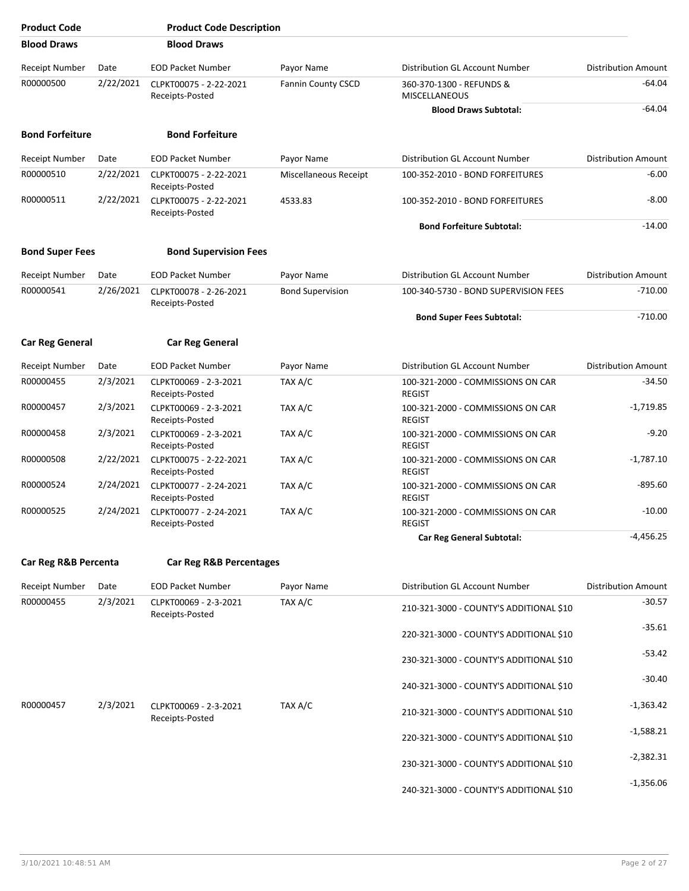| Product Code | Product Code Description | | | | |
|---|---|---|---|---|---|
| **Blood Draws** | **Blood Draws** | | | | |

| Receipt Number | Date | EOD Packet Number | Payor Name | Distribution GL Account Number | Distribution Amount |
|---|---|---|---|---|---|
| R00000500 | 2/22/2021 | CLPKT00075 - 2-22-2021 Receipts-Posted | Fannin County CSCD | 360-370-1300 - REFUNDS & MISCELLANEOUS | -64.04 |
| | | | | **Blood Draws Subtotal:** | -64.04 |

**Bond Forfeiture** **Bond Forfeiture**

| Receipt Number | Date | EOD Packet Number | Payor Name | Distribution GL Account Number | Distribution Amount |
|---|---|---|---|---|---|
| R00000510 | 2/22/2021 | CLPKT00075 - 2-22-2021 Receipts-Posted | Miscellaneous Receipt | 100-352-2010 - BOND FORFEITURES | -6.00 |
| R00000511 | 2/22/2021 | CLPKT00075 - 2-22-2021 Receipts-Posted | 4533.83 | 100-352-2010 - BOND FORFEITURES | -8.00 |
| | | | | **Bond Forfeiture Subtotal:** | -14.00 |

**Bond Super Fees** **Bond Supervision Fees**

| Receipt Number | Date | EOD Packet Number | Payor Name | Distribution GL Account Number | Distribution Amount |
|---|---|---|---|---|---|
| R00000541 | 2/26/2021 | CLPKT00078 - 2-26-2021 Receipts-Posted | Bond Supervision | 100-340-5730 - BOND SUPERVISION FEES | -710.00 |
| | | | | **Bond Super Fees Subtotal:** | -710.00 |

**Car Reg General** **Car Reg General**

| Receipt Number | Date | EOD Packet Number | Payor Name | Distribution GL Account Number | Distribution Amount |
|---|---|---|---|---|---|
| R00000455 | 2/3/2021 | CLPKT00069 - 2-3-2021 Receipts-Posted | TAX A/C | 100-321-2000 - COMMISSIONS ON CAR REGIST | -34.50 |
| R00000457 | 2/3/2021 | CLPKT00069 - 2-3-2021 Receipts-Posted | TAX A/C | 100-321-2000 - COMMISSIONS ON CAR REGIST | -1,719.85 |
| R00000458 | 2/3/2021 | CLPKT00069 - 2-3-2021 Receipts-Posted | TAX A/C | 100-321-2000 - COMMISSIONS ON CAR REGIST | -9.20 |
| R00000508 | 2/22/2021 | CLPKT00075 - 2-22-2021 Receipts-Posted | TAX A/C | 100-321-2000 - COMMISSIONS ON CAR REGIST | -1,787.10 |
| R00000524 | 2/24/2021 | CLPKT00077 - 2-24-2021 Receipts-Posted | TAX A/C | 100-321-2000 - COMMISSIONS ON CAR REGIST | -895.60 |
| R00000525 | 2/24/2021 | CLPKT00077 - 2-24-2021 Receipts-Posted | TAX A/C | 100-321-2000 - COMMISSIONS ON CAR REGIST | -10.00 |
| | | | | **Car Reg General Subtotal:** | -4,456.25 |

**Car Reg R&B Percenta** **Car Reg R&B Percentages**

| Receipt Number | Date | EOD Packet Number | Payor Name | Distribution GL Account Number | Distribution Amount |
|---|---|---|---|---|---|
| R00000455 | 2/3/2021 | CLPKT00069 - 2-3-2021 Receipts-Posted | TAX A/C | 210-321-3000 - COUNTY'S ADDITIONAL $10 | -30.57 |
| | | | | 220-321-3000 - COUNTY'S ADDITIONAL $10 | -35.61 |
| | | | | 230-321-3000 - COUNTY'S ADDITIONAL $10 | -53.42 |
| | | | | 240-321-3000 - COUNTY'S ADDITIONAL $10 | -30.40 |
| R00000457 | 2/3/2021 | CLPKT00069 - 2-3-2021 Receipts-Posted | TAX A/C | 210-321-3000 - COUNTY'S ADDITIONAL $10 | -1,363.42 |
| | | | | 220-321-3000 - COUNTY'S ADDITIONAL $10 | -1,588.21 |
| | | | | 230-321-3000 - COUNTY'S ADDITIONAL $10 | -2,382.31 |
| | | | | 240-321-3000 - COUNTY'S ADDITIONAL $10 | -1,356.06 |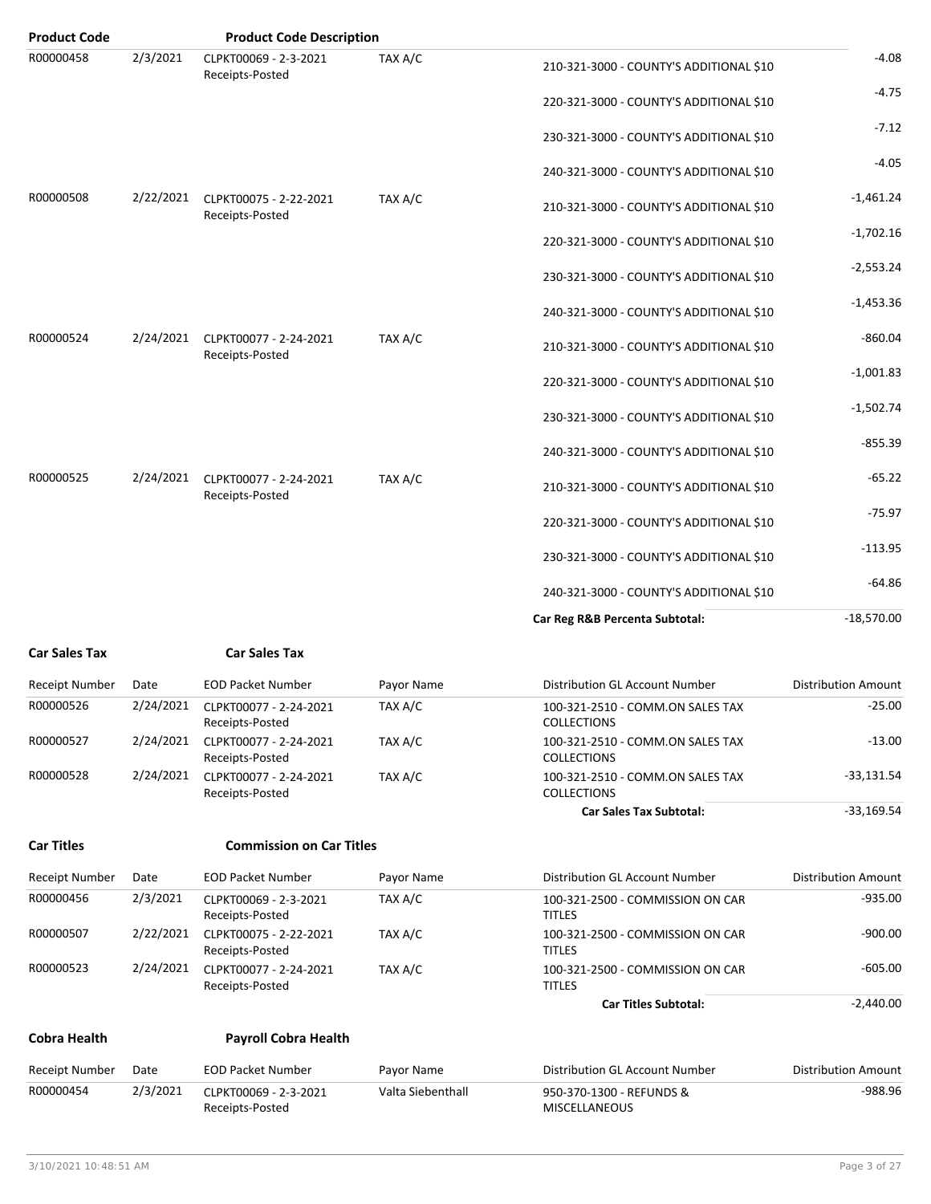| Product Code | | Product Code Description | | | |
|---|---|---|---|---|---|
| R00000458 | 2/3/2021 | CLPKT00069 - 2-3-2021 Receipts-Posted | TAX A/C | 210-321-3000 - COUNTY'S ADDITIONAL $10 | -4.08 |
| | | | | 220-321-3000 - COUNTY'S ADDITIONAL $10 | -4.75 |
| | | | | 230-321-3000 - COUNTY'S ADDITIONAL $10 | -7.12 |
| | | | | 240-321-3000 - COUNTY'S ADDITIONAL $10 | -4.05 |
| R00000508 | 2/22/2021 | CLPKT00075 - 2-22-2021 Receipts-Posted | TAX A/C | 210-321-3000 - COUNTY'S ADDITIONAL $10 | -1,461.24 |
| | | | | 220-321-3000 - COUNTY'S ADDITIONAL $10 | -1,702.16 |
| | | | | 230-321-3000 - COUNTY'S ADDITIONAL $10 | -2,553.24 |
| | | | | 240-321-3000 - COUNTY'S ADDITIONAL $10 | -1,453.36 |
| R00000524 | 2/24/2021 | CLPKT00077 - 2-24-2021 Receipts-Posted | TAX A/C | 210-321-3000 - COUNTY'S ADDITIONAL $10 | -860.04 |
| | | | | 220-321-3000 - COUNTY'S ADDITIONAL $10 | -1,001.83 |
| | | | | 230-321-3000 - COUNTY'S ADDITIONAL $10 | -1,502.74 |
| | | | | 240-321-3000 - COUNTY'S ADDITIONAL $10 | -855.39 |
| R00000525 | 2/24/2021 | CLPKT00077 - 2-24-2021 Receipts-Posted | TAX A/C | 210-321-3000 - COUNTY'S ADDITIONAL $10 | -65.22 |
| | | | | 220-321-3000 - COUNTY'S ADDITIONAL $10 | -75.97 |
| | | | | 230-321-3000 - COUNTY'S ADDITIONAL $10 | -113.95 |
| | | | | 240-321-3000 - COUNTY'S ADDITIONAL $10 | -64.86 |
| | | | | **Car Reg R&B Percenta Subtotal:** | -18,570.00 |

**Car Sales Tax** **Car Sales Tax**

| Receipt Number | Date | EOD Packet Number | Payor Name | Distribution GL Account Number | Distribution Amount |
|---|---|---|---|---|---|
| R00000526 | 2/24/2021 | CLPKT00077 - 2-24-2021 Receipts-Posted | TAX A/C | 100-321-2510 - COMM.ON SALES TAX COLLECTIONS | -25.00 |
| R00000527 | 2/24/2021 | CLPKT00077 - 2-24-2021 Receipts-Posted | TAX A/C | 100-321-2510 - COMM.ON SALES TAX COLLECTIONS | -13.00 |
| R00000528 | 2/24/2021 | CLPKT00077 - 2-24-2021 Receipts-Posted | TAX A/C | 100-321-2510 - COMM.ON SALES TAX COLLECTIONS | -33,131.54 |
| | | | | **Car Sales Tax Subtotal:** | -33,169.54 |

**Car Titles** **Commission on Car Titles**

| Receipt Number | Date | EOD Packet Number | Payor Name | Distribution GL Account Number | Distribution Amount |
|---|---|---|---|---|---|
| R00000456 | 2/3/2021 | CLPKT00069 - 2-3-2021 Receipts-Posted | TAX A/C | 100-321-2500 - COMMISSION ON CAR TITLES | -935.00 |
| R00000507 | 2/22/2021 | CLPKT00075 - 2-22-2021 Receipts-Posted | TAX A/C | 100-321-2500 - COMMISSION ON CAR TITLES | -900.00 |
| R00000523 | 2/24/2021 | CLPKT00077 - 2-24-2021 Receipts-Posted | TAX A/C | 100-321-2500 - COMMISSION ON CAR TITLES | -605.00 |
| | | | | **Car Titles Subtotal:** | -2,440.00 |

**Cobra Health** **Payroll Cobra Health**

| Receipt Number | Date | EOD Packet Number | Payor Name | Distribution GL Account Number | Distribution Amount |
|---|---|---|---|---|---|
| R00000454 | 2/3/2021 | CLPKT00069 - 2-3-2021 Receipts-Posted | Valta Siebenthall | 950-370-1300 - REFUNDS & MISCELLANEOUS | -988.96 |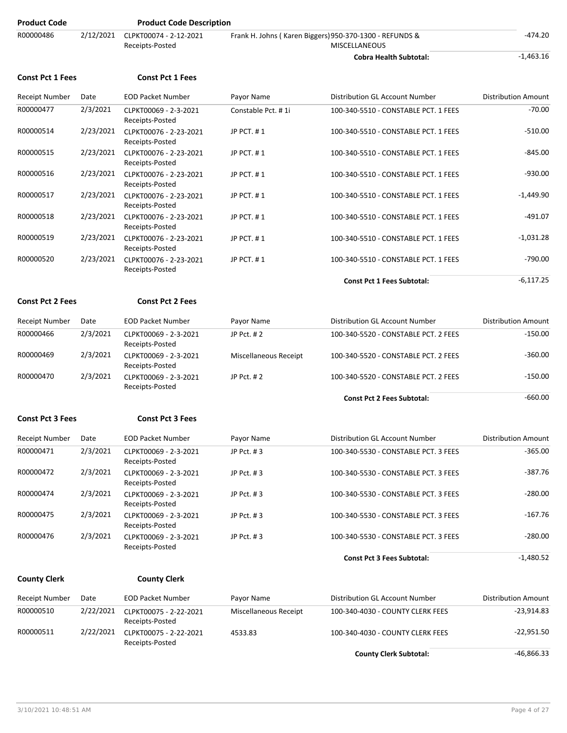| Product Code | | Product Code Description | | | |
|---|---|---|---|---|---|
| R00000486 | 2/12/2021 | CLPKT00074 - 2-12-2021 Receipts-Posted | Frank H. Johns ( Karen Biggers) | 950-370-1300 - REFUNDS & MISCELLANEOUS | -474.20 |
| | | | | **Cobra Health Subtotal:** | -1,463.16 |

**Const Pct 1 Fees** **Const Pct 1 Fees**

| Receipt Number | Date | EOD Packet Number | Payor Name | Distribution GL Account Number | Distribution Amount |
|---|---|---|---|---|---|
| R00000477 | 2/3/2021 | CLPKT00069 - 2-3-2021 Receipts-Posted | Constable Pct. # 1i | 100-340-5510 - CONSTABLE PCT. 1 FEES | -70.00 |
| R00000514 | 2/23/2021 | CLPKT00076 - 2-23-2021 Receipts-Posted | JP PCT. # 1 | 100-340-5510 - CONSTABLE PCT. 1 FEES | -510.00 |
| R00000515 | 2/23/2021 | CLPKT00076 - 2-23-2021 Receipts-Posted | JP PCT. # 1 | 100-340-5510 - CONSTABLE PCT. 1 FEES | -845.00 |
| R00000516 | 2/23/2021 | CLPKT00076 - 2-23-2021 Receipts-Posted | JP PCT. # 1 | 100-340-5510 - CONSTABLE PCT. 1 FEES | -930.00 |
| R00000517 | 2/23/2021 | CLPKT00076 - 2-23-2021 Receipts-Posted | JP PCT. # 1 | 100-340-5510 - CONSTABLE PCT. 1 FEES | -1,449.90 |
| R00000518 | 2/23/2021 | CLPKT00076 - 2-23-2021 Receipts-Posted | JP PCT. # 1 | 100-340-5510 - CONSTABLE PCT. 1 FEES | -491.07 |
| R00000519 | 2/23/2021 | CLPKT00076 - 2-23-2021 Receipts-Posted | JP PCT. # 1 | 100-340-5510 - CONSTABLE PCT. 1 FEES | -1,031.28 |
| R00000520 | 2/23/2021 | CLPKT00076 - 2-23-2021 Receipts-Posted | JP PCT. # 1 | 100-340-5510 - CONSTABLE PCT. 1 FEES | -790.00 |
| | | | | **Const Pct 1 Fees Subtotal:** | -6,117.25 |

**Const Pct 2 Fees** **Const Pct 2 Fees**

| Receipt Number | Date | EOD Packet Number | Payor Name | Distribution GL Account Number | Distribution Amount |
|---|---|---|---|---|---|
| R00000466 | 2/3/2021 | CLPKT00069 - 2-3-2021 Receipts-Posted | JP Pct. # 2 | 100-340-5520 - CONSTABLE PCT. 2 FEES | -150.00 |
| R00000469 | 2/3/2021 | CLPKT00069 - 2-3-2021 Receipts-Posted | Miscellaneous Receipt | 100-340-5520 - CONSTABLE PCT. 2 FEES | -360.00 |
| R00000470 | 2/3/2021 | CLPKT00069 - 2-3-2021 Receipts-Posted | JP Pct. # 2 | 100-340-5520 - CONSTABLE PCT. 2 FEES | -150.00 |
| | | | | **Const Pct 2 Fees Subtotal:** | -660.00 |

**Const Pct 3 Fees** **Const Pct 3 Fees**

| Receipt Number | Date | EOD Packet Number | Payor Name | Distribution GL Account Number | Distribution Amount |
|---|---|---|---|---|---|
| R00000471 | 2/3/2021 | CLPKT00069 - 2-3-2021 Receipts-Posted | JP Pct. # 3 | 100-340-5530 - CONSTABLE PCT. 3 FEES | -365.00 |
| R00000472 | 2/3/2021 | CLPKT00069 - 2-3-2021 Receipts-Posted | JP Pct. # 3 | 100-340-5530 - CONSTABLE PCT. 3 FEES | -387.76 |
| R00000474 | 2/3/2021 | CLPKT00069 - 2-3-2021 Receipts-Posted | JP Pct. # 3 | 100-340-5530 - CONSTABLE PCT. 3 FEES | -280.00 |
| R00000475 | 2/3/2021 | CLPKT00069 - 2-3-2021 Receipts-Posted | JP Pct. # 3 | 100-340-5530 - CONSTABLE PCT. 3 FEES | -167.76 |
| R00000476 | 2/3/2021 | CLPKT00069 - 2-3-2021 Receipts-Posted | JP Pct. # 3 | 100-340-5530 - CONSTABLE PCT. 3 FEES | -280.00 |
| | | | | **Const Pct 3 Fees Subtotal:** | -1,480.52 |

**County Clerk** **County Clerk**

| Receipt Number | Date | EOD Packet Number | Payor Name | Distribution GL Account Number | Distribution Amount |
|---|---|---|---|---|---|
| R00000510 | 2/22/2021 | CLPKT00075 - 2-22-2021 Receipts-Posted | Miscellaneous Receipt | 100-340-4030 - COUNTY CLERK FEES | -23,914.83 |
| R00000511 | 2/22/2021 | CLPKT00075 - 2-22-2021 Receipts-Posted | 4533.83 | 100-340-4030 - COUNTY CLERK FEES | -22,951.50 |
| | | | | **County Clerk Subtotal:** | -46,866.33 |

3/10/2021 10:48:51 AM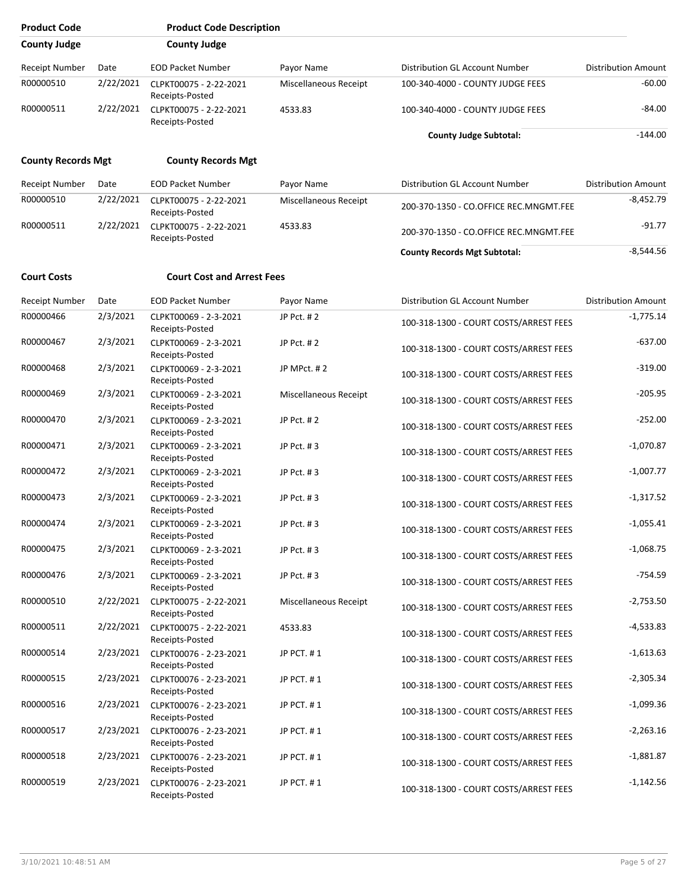| Product Code | Product Code Description | | | | |
|---|---|---|---|---|---|
| **County Judge** | **County Judge** | | | | |
| Receipt Number | Date | EOD Packet Number | Payor Name | Distribution GL Account Number | Distribution Amount |
| R00000510 | 2/22/2021 | CLPKT00075 - 2-22-2021 Receipts-Posted | Miscellaneous Receipt | 100-340-4000 - COUNTY JUDGE FEES | -60.00 |
| R00000511 | 2/22/2021 | CLPKT00075 - 2-22-2021 Receipts-Posted | 4533.83 | 100-340-4000 - COUNTY JUDGE FEES | -84.00 |
| | | | | **County Judge Subtotal:** | -144.00 |

| **County Records Mgt** | **County Records Mgt** | | | | |
|---|---|---|---|---|---|
| Receipt Number | Date | EOD Packet Number | Payor Name | Distribution GL Account Number | Distribution Amount |
| R00000510 | 2/22/2021 | CLPKT00075 - 2-22-2021 Receipts-Posted | Miscellaneous Receipt | 200-370-1350 - CO.OFFICE REC.MNGMT.FEE | -8,452.79 |
| R00000511 | 2/22/2021 | CLPKT00075 - 2-22-2021 Receipts-Posted | 4533.83 | 200-370-1350 - CO.OFFICE REC.MNGMT.FEE | -91.77 |
| | | | | **County Records Mgt Subtotal:** | -8,544.56 |

| **Court Costs** | **Court Cost and Arrest Fees** | | | | |
|---|---|---|---|---|---|
| Receipt Number | Date | EOD Packet Number | Payor Name | Distribution GL Account Number | Distribution Amount |
| R00000466 | 2/3/2021 | CLPKT00069 - 2-3-2021 Receipts-Posted | JP Pct. # 2 | 100-318-1300 - COURT COSTS/ARREST FEES | -1,775.14 |
| R00000467 | 2/3/2021 | CLPKT00069 - 2-3-2021 Receipts-Posted | JP Pct. # 2 | 100-318-1300 - COURT COSTS/ARREST FEES | -637.00 |
| R00000468 | 2/3/2021 | CLPKT00069 - 2-3-2021 Receipts-Posted | JP MPct. # 2 | 100-318-1300 - COURT COSTS/ARREST FEES | -319.00 |
| R00000469 | 2/3/2021 | CLPKT00069 - 2-3-2021 Receipts-Posted | Miscellaneous Receipt | 100-318-1300 - COURT COSTS/ARREST FEES | -205.95 |
| R00000470 | 2/3/2021 | CLPKT00069 - 2-3-2021 Receipts-Posted | JP Pct. # 2 | 100-318-1300 - COURT COSTS/ARREST FEES | -252.00 |
| R00000471 | 2/3/2021 | CLPKT00069 - 2-3-2021 Receipts-Posted | JP Pct. # 3 | 100-318-1300 - COURT COSTS/ARREST FEES | -1,070.87 |
| R00000472 | 2/3/2021 | CLPKT00069 - 2-3-2021 Receipts-Posted | JP Pct. # 3 | 100-318-1300 - COURT COSTS/ARREST FEES | -1,007.77 |
| R00000473 | 2/3/2021 | CLPKT00069 - 2-3-2021 Receipts-Posted | JP Pct. # 3 | 100-318-1300 - COURT COSTS/ARREST FEES | -1,317.52 |
| R00000474 | 2/3/2021 | CLPKT00069 - 2-3-2021 Receipts-Posted | JP Pct. # 3 | 100-318-1300 - COURT COSTS/ARREST FEES | -1,055.41 |
| R00000475 | 2/3/2021 | CLPKT00069 - 2-3-2021 Receipts-Posted | JP Pct. # 3 | 100-318-1300 - COURT COSTS/ARREST FEES | -1,068.75 |
| R00000476 | 2/3/2021 | CLPKT00069 - 2-3-2021 Receipts-Posted | JP Pct. # 3 | 100-318-1300 - COURT COSTS/ARREST FEES | -754.59 |
| R00000510 | 2/22/2021 | CLPKT00075 - 2-22-2021 Receipts-Posted | Miscellaneous Receipt | 100-318-1300 - COURT COSTS/ARREST FEES | -2,753.50 |
| R00000511 | 2/22/2021 | CLPKT00075 - 2-22-2021 Receipts-Posted | 4533.83 | 100-318-1300 - COURT COSTS/ARREST FEES | -4,533.83 |
| R00000514 | 2/23/2021 | CLPKT00076 - 2-23-2021 Receipts-Posted | JP PCT. # 1 | 100-318-1300 - COURT COSTS/ARREST FEES | -1,613.63 |
| R00000515 | 2/23/2021 | CLPKT00076 - 2-23-2021 Receipts-Posted | JP PCT. # 1 | 100-318-1300 - COURT COSTS/ARREST FEES | -2,305.34 |
| R00000516 | 2/23/2021 | CLPKT00076 - 2-23-2021 Receipts-Posted | JP PCT. # 1 | 100-318-1300 - COURT COSTS/ARREST FEES | -1,099.36 |
| R00000517 | 2/23/2021 | CLPKT00076 - 2-23-2021 Receipts-Posted | JP PCT. # 1 | 100-318-1300 - COURT COSTS/ARREST FEES | -2,263.16 |
| R00000518 | 2/23/2021 | CLPKT00076 - 2-23-2021 Receipts-Posted | JP PCT. # 1 | 100-318-1300 - COURT COSTS/ARREST FEES | -1,881.87 |
| R00000519 | 2/23/2021 | CLPKT00076 - 2-23-2021 Receipts-Posted | JP PCT. # 1 | 100-318-1300 - COURT COSTS/ARREST FEES | -1,142.56 |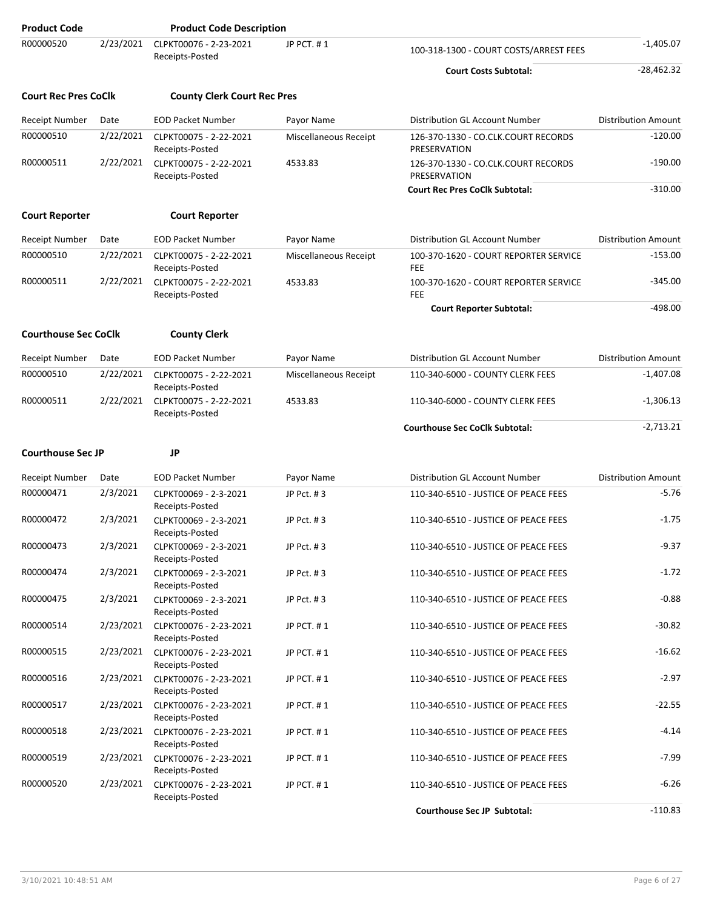| Product Code | | Product Code Description | | | |
|---|---|---|---|---|---|
| R00000520 | 2/23/2021 | CLPKT00076 - 2-23-2021 Receipts-Posted | JP PCT. # 1 | 100-318-1300 - COURT COSTS/ARREST FEES | -1,405.07 |
| | | | | **Court Costs Subtotal:** | -28,462.32 |

**Court Rec Pres CoClk** **County Clerk Court Rec Pres**

| Receipt Number | Date | EOD Packet Number | Payor Name | Distribution GL Account Number | Distribution Amount |
|---|---|---|---|---|---|
| R00000510 | 2/22/2021 | CLPKT00075 - 2-22-2021 Receipts-Posted | Miscellaneous Receipt | 126-370-1330 - CO.CLK.COURT RECORDS PRESERVATION | -120.00 |
| R00000511 | 2/22/2021 | CLPKT00075 - 2-22-2021 Receipts-Posted | 4533.83 | 126-370-1330 - CO.CLK.COURT RECORDS PRESERVATION | -190.00 |
| | | | | **Court Rec Pres CoClk Subtotal:** | -310.00 |

**Court Reporter** **Court Reporter**

| Receipt Number | Date | EOD Packet Number | Payor Name | Distribution GL Account Number | Distribution Amount |
|---|---|---|---|---|---|
| R00000510 | 2/22/2021 | CLPKT00075 - 2-22-2021 Receipts-Posted | Miscellaneous Receipt | 100-370-1620 - COURT REPORTER SERVICE FEE | -153.00 |
| R00000511 | 2/22/2021 | CLPKT00075 - 2-22-2021 Receipts-Posted | 4533.83 | 100-370-1620 - COURT REPORTER SERVICE FEE | -345.00 |
| | | | | **Court Reporter Subtotal:** | -498.00 |

**Courthouse Sec CoClk** **County Clerk**

| Receipt Number | Date | EOD Packet Number | Payor Name | Distribution GL Account Number | Distribution Amount |
|---|---|---|---|---|---|
| R00000510 | 2/22/2021 | CLPKT00075 - 2-22-2021 Receipts-Posted | Miscellaneous Receipt | 110-340-6000 - COUNTY CLERK FEES | -1,407.08 |
| R00000511 | 2/22/2021 | CLPKT00075 - 2-22-2021 Receipts-Posted | 4533.83 | 110-340-6000 - COUNTY CLERK FEES | -1,306.13 |
| | | | | **Courthouse Sec CoClk Subtotal:** | -2,713.21 |

**Courthouse Sec JP** **JP**

| Receipt Number | Date | EOD Packet Number | Payor Name | Distribution GL Account Number | Distribution Amount |
|---|---|---|---|---|---|
| R00000471 | 2/3/2021 | CLPKT00069 - 2-3-2021 Receipts-Posted | JP Pct. # 3 | 110-340-6510 - JUSTICE OF PEACE FEES | -5.76 |
| R00000472 | 2/3/2021 | CLPKT00069 - 2-3-2021 Receipts-Posted | JP Pct. # 3 | 110-340-6510 - JUSTICE OF PEACE FEES | -1.75 |
| R00000473 | 2/3/2021 | CLPKT00069 - 2-3-2021 Receipts-Posted | JP Pct. # 3 | 110-340-6510 - JUSTICE OF PEACE FEES | -9.37 |
| R00000474 | 2/3/2021 | CLPKT00069 - 2-3-2021 Receipts-Posted | JP Pct. # 3 | 110-340-6510 - JUSTICE OF PEACE FEES | -1.72 |
| R00000475 | 2/3/2021 | CLPKT00069 - 2-3-2021 Receipts-Posted | JP Pct. # 3 | 110-340-6510 - JUSTICE OF PEACE FEES | -0.88 |
| R00000514 | 2/23/2021 | CLPKT00076 - 2-23-2021 Receipts-Posted | JP PCT. # 1 | 110-340-6510 - JUSTICE OF PEACE FEES | -30.82 |
| R00000515 | 2/23/2021 | CLPKT00076 - 2-23-2021 Receipts-Posted | JP PCT. # 1 | 110-340-6510 - JUSTICE OF PEACE FEES | -16.62 |
| R00000516 | 2/23/2021 | CLPKT00076 - 2-23-2021 Receipts-Posted | JP PCT. # 1 | 110-340-6510 - JUSTICE OF PEACE FEES | -2.97 |
| R00000517 | 2/23/2021 | CLPKT00076 - 2-23-2021 Receipts-Posted | JP PCT. # 1 | 110-340-6510 - JUSTICE OF PEACE FEES | -22.55 |
| R00000518 | 2/23/2021 | CLPKT00076 - 2-23-2021 Receipts-Posted | JP PCT. # 1 | 110-340-6510 - JUSTICE OF PEACE FEES | -4.14 |
| R00000519 | 2/23/2021 | CLPKT00076 - 2-23-2021 Receipts-Posted | JP PCT. # 1 | 110-340-6510 - JUSTICE OF PEACE FEES | -7.99 |
| R00000520 | 2/23/2021 | CLPKT00076 - 2-23-2021 Receipts-Posted | JP PCT. # 1 | 110-340-6510 - JUSTICE OF PEACE FEES | -6.26 |
| | | | | **Courthouse Sec JP Subtotal:** | -110.83 |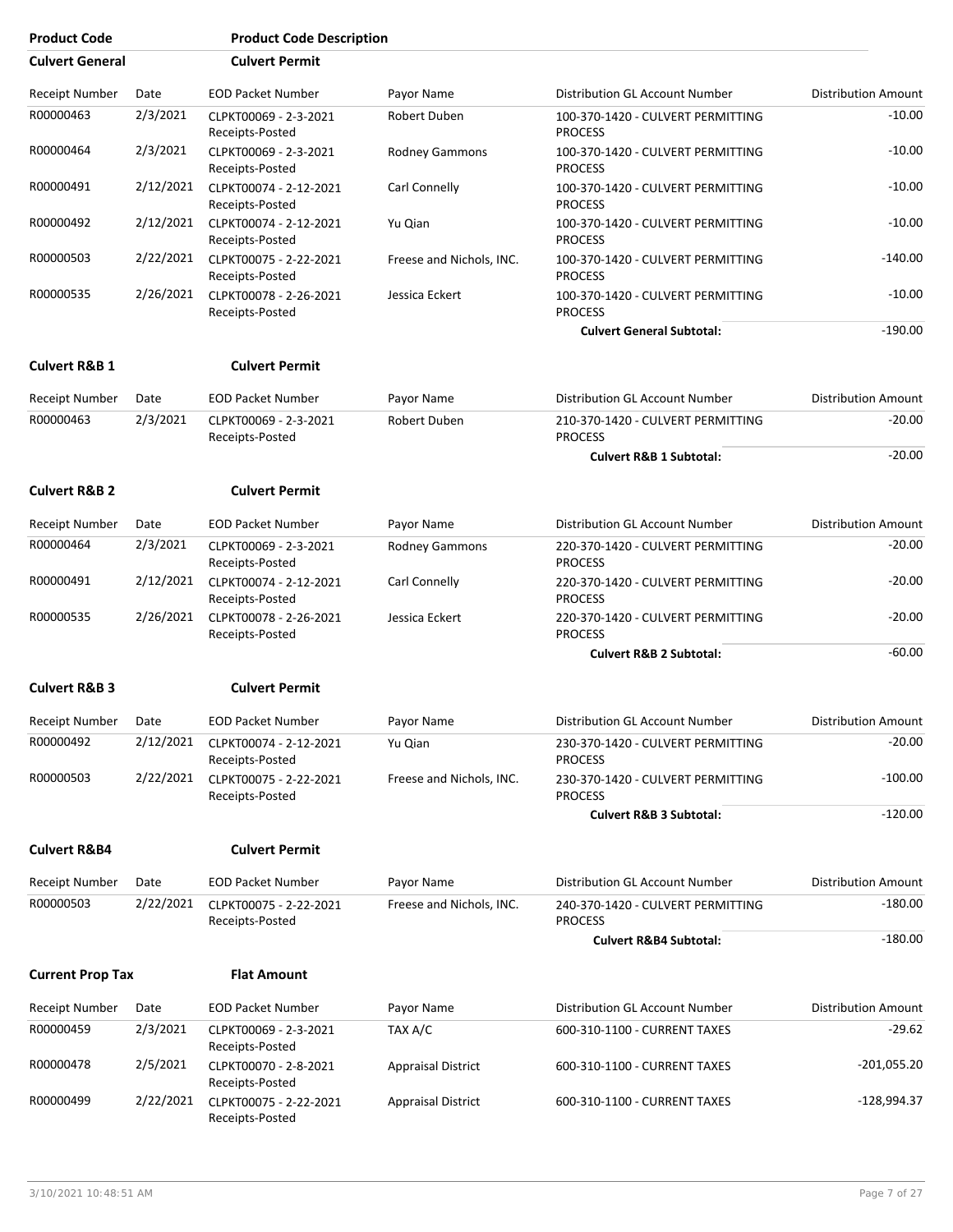| Product Code | Product Code Description |
|---|---|
| **Culvert General** | **Culvert Permit** |

| Receipt Number | Date | EOD Packet Number | Payor Name | Distribution GL Account Number | Distribution Amount |
|---|---|---|---|---|---|
| R00000463 | 2/3/2021 | CLPKT00069 - 2-3-2021 Receipts-Posted | Robert Duben | 100-370-1420 - CULVERT PERMITTING PROCESS | -10.00 |
| R00000464 | 2/3/2021 | CLPKT00069 - 2-3-2021 Receipts-Posted | Rodney Gammons | 100-370-1420 - CULVERT PERMITTING PROCESS | -10.00 |
| R00000491 | 2/12/2021 | CLPKT00074 - 2-12-2021 Receipts-Posted | Carl Connelly | 100-370-1420 - CULVERT PERMITTING PROCESS | -10.00 |
| R00000492 | 2/12/2021 | CLPKT00074 - 2-12-2021 Receipts-Posted | Yu Qian | 100-370-1420 - CULVERT PERMITTING PROCESS | -10.00 |
| R00000503 | 2/22/2021 | CLPKT00075 - 2-22-2021 Receipts-Posted | Freese and Nichols, INC. | 100-370-1420 - CULVERT PERMITTING PROCESS | -140.00 |
| R00000535 | 2/26/2021 | CLPKT00078 - 2-26-2021 Receipts-Posted | Jessica Eckert | 100-370-1420 - CULVERT PERMITTING PROCESS | -10.00 |
| | | | | **Culvert General Subtotal:** | -190.00 |

**Culvert R&B 1** — **Culvert Permit**

| Receipt Number | Date | EOD Packet Number | Payor Name | Distribution GL Account Number | Distribution Amount |
|---|---|---|---|---|---|
| R00000463 | 2/3/2021 | CLPKT00069 - 2-3-2021 Receipts-Posted | Robert Duben | 210-370-1420 - CULVERT PERMITTING PROCESS | -20.00 |
| | | | | **Culvert R&B 1 Subtotal:** | -20.00 |

**Culvert R&B 2** — **Culvert Permit**

| Receipt Number | Date | EOD Packet Number | Payor Name | Distribution GL Account Number | Distribution Amount |
|---|---|---|---|---|---|
| R00000464 | 2/3/2021 | CLPKT00069 - 2-3-2021 Receipts-Posted | Rodney Gammons | 220-370-1420 - CULVERT PERMITTING PROCESS | -20.00 |
| R00000491 | 2/12/2021 | CLPKT00074 - 2-12-2021 Receipts-Posted | Carl Connelly | 220-370-1420 - CULVERT PERMITTING PROCESS | -20.00 |
| R00000535 | 2/26/2021 | CLPKT00078 - 2-26-2021 Receipts-Posted | Jessica Eckert | 220-370-1420 - CULVERT PERMITTING PROCESS | -20.00 |
| | | | | **Culvert R&B 2 Subtotal:** | -60.00 |

**Culvert R&B 3** — **Culvert Permit**

| Receipt Number | Date | EOD Packet Number | Payor Name | Distribution GL Account Number | Distribution Amount |
|---|---|---|---|---|---|
| R00000492 | 2/12/2021 | CLPKT00074 - 2-12-2021 Receipts-Posted | Yu Qian | 230-370-1420 - CULVERT PERMITTING PROCESS | -20.00 |
| R00000503 | 2/22/2021 | CLPKT00075 - 2-22-2021 Receipts-Posted | Freese and Nichols, INC. | 230-370-1420 - CULVERT PERMITTING PROCESS | -100.00 |
| | | | | **Culvert R&B 3 Subtotal:** | -120.00 |

**Culvert R&B4** — **Culvert Permit**

| Receipt Number | Date | EOD Packet Number | Payor Name | Distribution GL Account Number | Distribution Amount |
|---|---|---|---|---|---|
| R00000503 | 2/22/2021 | CLPKT00075 - 2-22-2021 Receipts-Posted | Freese and Nichols, INC. | 240-370-1420 - CULVERT PERMITTING PROCESS | -180.00 |
| | | | | **Culvert R&B4 Subtotal:** | -180.00 |

**Current Prop Tax** — **Flat Amount**

| Receipt Number | Date | EOD Packet Number | Payor Name | Distribution GL Account Number | Distribution Amount |
|---|---|---|---|---|---|
| R00000459 | 2/3/2021 | CLPKT00069 - 2-3-2021 Receipts-Posted | TAX A/C | 600-310-1100 - CURRENT TAXES | -29.62 |
| R00000478 | 2/5/2021 | CLPKT00070 - 2-8-2021 Receipts-Posted | Appraisal District | 600-310-1100 - CURRENT TAXES | -201,055.20 |
| R00000499 | 2/22/2021 | CLPKT00075 - 2-22-2021 Receipts-Posted | Appraisal District | 600-310-1100 - CURRENT TAXES | -128,994.37 |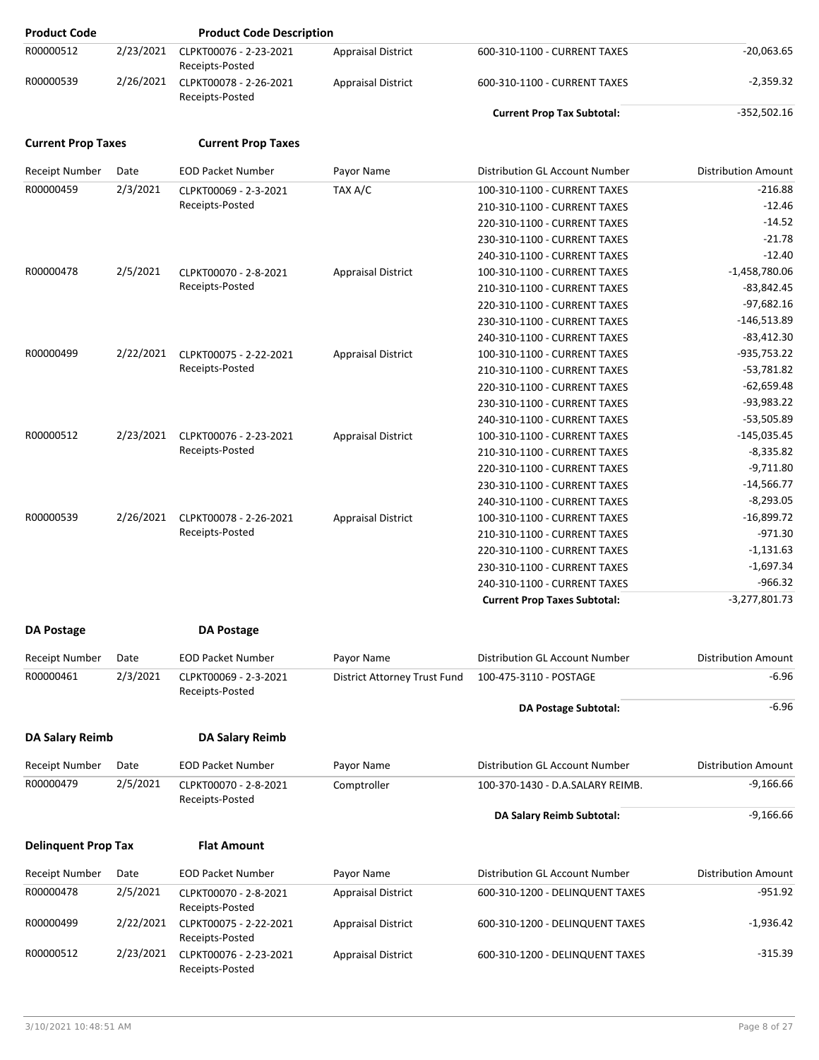| Product Code | | Product Code Description | | | |
|---|---|---|---|---|---|
| R00000512 | 2/23/2021 | CLPKT00076 - 2-23-2021 Receipts-Posted | Appraisal District | 600-310-1100 - CURRENT TAXES | -20,063.65 |
| R00000539 | 2/26/2021 | CLPKT00078 - 2-26-2021 Receipts-Posted | Appraisal District | 600-310-1100 - CURRENT TAXES | -2,359.32 |
| | | | | **Current Prop Tax Subtotal:** | -352,502.16 |

**Current Prop Taxes** **Current Prop Taxes**

| Receipt Number | Date | EOD Packet Number | Payor Name | Distribution GL Account Number | Distribution Amount |
|---|---|---|---|---|---|
| R00000459 | 2/3/2021 | CLPKT00069 - 2-3-2021 Receipts-Posted | TAX A/C | 100-310-1100 - CURRENT TAXES | -216.88 |
| | | | | 210-310-1100 - CURRENT TAXES | -12.46 |
| | | | | 220-310-1100 - CURRENT TAXES | -14.52 |
| | | | | 230-310-1100 - CURRENT TAXES | -21.78 |
| | | | | 240-310-1100 - CURRENT TAXES | -12.40 |
| R00000478 | 2/5/2021 | CLPKT00070 - 2-8-2021 Receipts-Posted | Appraisal District | 100-310-1100 - CURRENT TAXES | -1,458,780.06 |
| | | | | 210-310-1100 - CURRENT TAXES | -83,842.45 |
| | | | | 220-310-1100 - CURRENT TAXES | -97,682.16 |
| | | | | 230-310-1100 - CURRENT TAXES | -146,513.89 |
| | | | | 240-310-1100 - CURRENT TAXES | -83,412.30 |
| R00000499 | 2/22/2021 | CLPKT00075 - 2-22-2021 Receipts-Posted | Appraisal District | 100-310-1100 - CURRENT TAXES | -935,753.22 |
| | | | | 210-310-1100 - CURRENT TAXES | -53,781.82 |
| | | | | 220-310-1100 - CURRENT TAXES | -62,659.48 |
| | | | | 230-310-1100 - CURRENT TAXES | -93,983.22 |
| | | | | 240-310-1100 - CURRENT TAXES | -53,505.89 |
| R00000512 | 2/23/2021 | CLPKT00076 - 2-23-2021 Receipts-Posted | Appraisal District | 100-310-1100 - CURRENT TAXES | -145,035.45 |
| | | | | 210-310-1100 - CURRENT TAXES | -8,335.82 |
| | | | | 220-310-1100 - CURRENT TAXES | -9,711.80 |
| | | | | 230-310-1100 - CURRENT TAXES | -14,566.77 |
| | | | | 240-310-1100 - CURRENT TAXES | -8,293.05 |
| R00000539 | 2/26/2021 | CLPKT00078 - 2-26-2021 Receipts-Posted | Appraisal District | 100-310-1100 - CURRENT TAXES | -16,899.72 |
| | | | | 210-310-1100 - CURRENT TAXES | -971.30 |
| | | | | 220-310-1100 - CURRENT TAXES | -1,131.63 |
| | | | | 230-310-1100 - CURRENT TAXES | -1,697.34 |
| | | | | 240-310-1100 - CURRENT TAXES | -966.32 |
| | | | | **Current Prop Taxes Subtotal:** | -3,277,801.73 |

**DA Postage** **DA Postage**

| Receipt Number | Date | EOD Packet Number | Payor Name | Distribution GL Account Number | Distribution Amount |
|---|---|---|---|---|---|
| R00000461 | 2/3/2021 | CLPKT00069 - 2-3-2021 Receipts-Posted | District Attorney Trust Fund | 100-475-3110 - POSTAGE | -6.96 |
| | | | | **DA Postage Subtotal:** | -6.96 |

**DA Salary Reimb** **DA Salary Reimb**

| Receipt Number | Date | EOD Packet Number | Payor Name | Distribution GL Account Number | Distribution Amount |
|---|---|---|---|---|---|
| R00000479 | 2/5/2021 | CLPKT00070 - 2-8-2021 Receipts-Posted | Comptroller | 100-370-1430 - D.A.SALARY REIMB. | -9,166.66 |
| | | | | **DA Salary Reimb Subtotal:** | -9,166.66 |

**Delinquent Prop Tax** **Flat Amount**

| Receipt Number | Date | EOD Packet Number | Payor Name | Distribution GL Account Number | Distribution Amount |
|---|---|---|---|---|---|
| R00000478 | 2/5/2021 | CLPKT00070 - 2-8-2021 Receipts-Posted | Appraisal District | 600-310-1200 - DELINQUENT TAXES | -951.92 |
| R00000499 | 2/22/2021 | CLPKT00075 - 2-22-2021 Receipts-Posted | Appraisal District | 600-310-1200 - DELINQUENT TAXES | -1,936.42 |
| R00000512 | 2/23/2021 | CLPKT00076 - 2-23-2021 Receipts-Posted | Appraisal District | 600-310-1200 - DELINQUENT TAXES | -315.39 |

3/10/2021 10:48:51 AM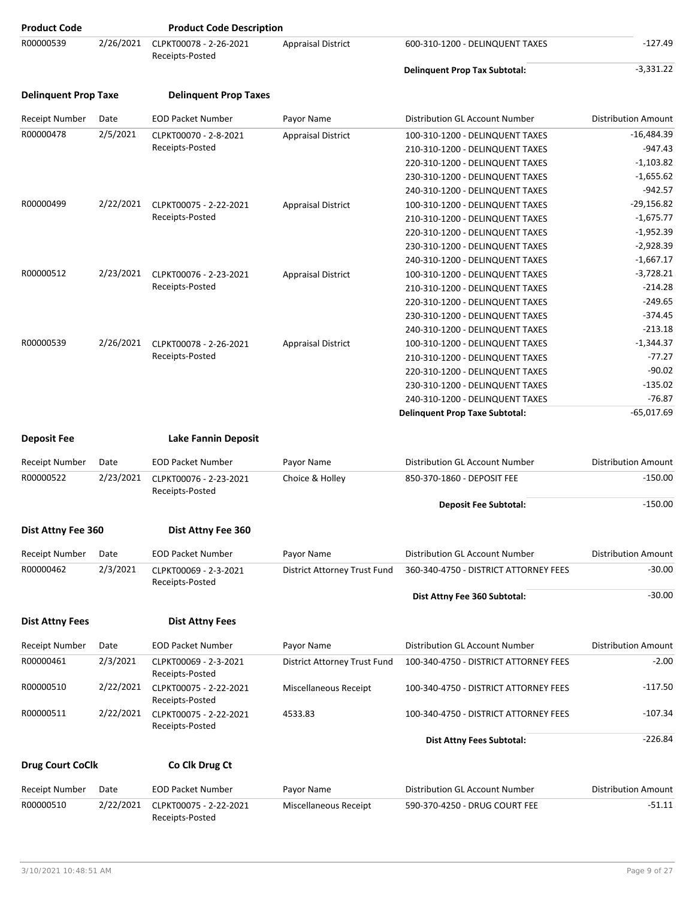| Product Code | | Product Code Description | | | |
|---|---|---|---|---|---|
| R00000539 | 2/26/2021 | CLPKT00078 - 2-26-2021 Receipts-Posted | Appraisal District | 600-310-1200 - DELINQUENT TAXES | -127.49 |
| | | | | **Delinquent Prop Tax Subtotal:** | -3,331.22 |

**Delinquent Prop Taxe** **Delinquent Prop Taxes**

| Receipt Number | Date | EOD Packet Number | Payor Name | Distribution GL Account Number | Distribution Amount |
|---|---|---|---|---|---|
| R00000478 | 2/5/2021 | CLPKT00070 - 2-8-2021 Receipts-Posted | Appraisal District | 100-310-1200 - DELINQUENT TAXES | -16,484.39 |
| | | | | 210-310-1200 - DELINQUENT TAXES | -947.43 |
| | | | | 220-310-1200 - DELINQUENT TAXES | -1,103.82 |
| | | | | 230-310-1200 - DELINQUENT TAXES | -1,655.62 |
| | | | | 240-310-1200 - DELINQUENT TAXES | -942.57 |
| R00000499 | 2/22/2021 | CLPKT00075 - 2-22-2021 Receipts-Posted | Appraisal District | 100-310-1200 - DELINQUENT TAXES | -29,156.82 |
| | | | | 210-310-1200 - DELINQUENT TAXES | -1,675.77 |
| | | | | 220-310-1200 - DELINQUENT TAXES | -1,952.39 |
| | | | | 230-310-1200 - DELINQUENT TAXES | -2,928.39 |
| | | | | 240-310-1200 - DELINQUENT TAXES | -1,667.17 |
| R00000512 | 2/23/2021 | CLPKT00076 - 2-23-2021 Receipts-Posted | Appraisal District | 100-310-1200 - DELINQUENT TAXES | -3,728.21 |
| | | | | 210-310-1200 - DELINQUENT TAXES | -214.28 |
| | | | | 220-310-1200 - DELINQUENT TAXES | -249.65 |
| | | | | 230-310-1200 - DELINQUENT TAXES | -374.45 |
| | | | | 240-310-1200 - DELINQUENT TAXES | -213.18 |
| R00000539 | 2/26/2021 | CLPKT00078 - 2-26-2021 Receipts-Posted | Appraisal District | 100-310-1200 - DELINQUENT TAXES | -1,344.37 |
| | | | | 210-310-1200 - DELINQUENT TAXES | -77.27 |
| | | | | 220-310-1200 - DELINQUENT TAXES | -90.02 |
| | | | | 230-310-1200 - DELINQUENT TAXES | -135.02 |
| | | | | 240-310-1200 - DELINQUENT TAXES | -76.87 |
| | | | | **Delinquent Prop Taxe Subtotal:** | -65,017.69 |

**Deposit Fee** **Lake Fannin Deposit**

| Receipt Number | Date | EOD Packet Number | Payor Name | Distribution GL Account Number | Distribution Amount |
|---|---|---|---|---|---|
| R00000522 | 2/23/2021 | CLPKT00076 - 2-23-2021 Receipts-Posted | Choice & Holley | 850-370-1860 - DEPOSIT FEE | -150.00 |
| | | | | **Deposit Fee Subtotal:** | -150.00 |

**Dist Attny Fee 360** **Dist Attny Fee 360**

| Receipt Number | Date | EOD Packet Number | Payor Name | Distribution GL Account Number | Distribution Amount |
|---|---|---|---|---|---|
| R00000462 | 2/3/2021 | CLPKT00069 - 2-3-2021 Receipts-Posted | District Attorney Trust Fund | 360-340-4750 - DISTRICT ATTORNEY FEES | -30.00 |
| | | | | **Dist Attny Fee 360 Subtotal:** | -30.00 |

**Dist Attny Fees** **Dist Attny Fees**

| Receipt Number | Date | EOD Packet Number | Payor Name | Distribution GL Account Number | Distribution Amount |
|---|---|---|---|---|---|
| R00000461 | 2/3/2021 | CLPKT00069 - 2-3-2021 Receipts-Posted | District Attorney Trust Fund | 100-340-4750 - DISTRICT ATTORNEY FEES | -2.00 |
| R00000510 | 2/22/2021 | CLPKT00075 - 2-22-2021 Receipts-Posted | Miscellaneous Receipt | 100-340-4750 - DISTRICT ATTORNEY FEES | -117.50 |
| R00000511 | 2/22/2021 | CLPKT00075 - 2-22-2021 Receipts-Posted | 4533.83 | 100-340-4750 - DISTRICT ATTORNEY FEES | -107.34 |
| | | | | **Dist Attny Fees Subtotal:** | -226.84 |

**Drug Court CoClk** **Co Clk Drug Ct**

| Receipt Number | Date | EOD Packet Number | Payor Name | Distribution GL Account Number | Distribution Amount |
|---|---|---|---|---|---|
| R00000510 | 2/22/2021 | CLPKT00075 - 2-22-2021 Receipts-Posted | Miscellaneous Receipt | 590-370-4250 - DRUG COURT FEE | -51.11 |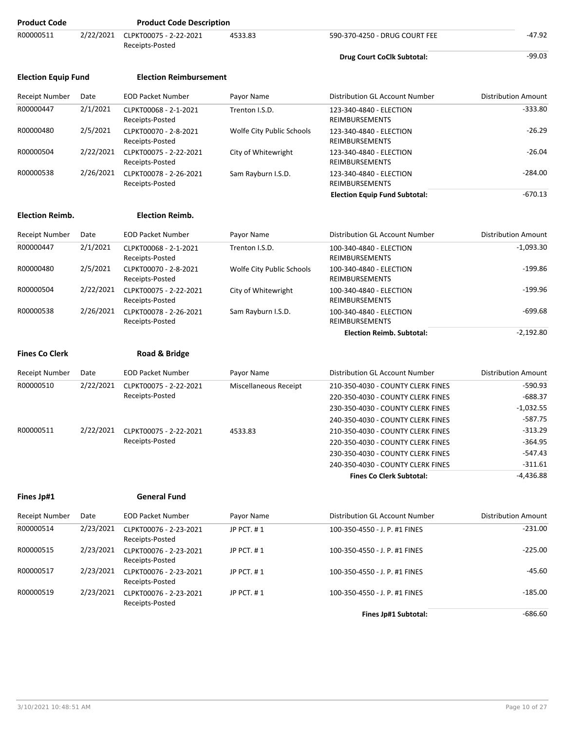| Product Code | | Product Code Description | | | |
|---|---|---|---|---|---|
| R00000511 | 2/22/2021 | CLPKT00075 - 2-22-2021 Receipts-Posted | 4533.83 | 590-370-4250 - DRUG COURT FEE | -47.92 |
| | | | | **Drug Court CoClk Subtotal:** | -99.03 |

**Election Equip Fund** **Election Reimbursement**

| Receipt Number | Date | EOD Packet Number | Payor Name | Distribution GL Account Number | Distribution Amount |
|---|---|---|---|---|---|
| R00000447 | 2/1/2021 | CLPKT00068 - 2-1-2021 Receipts-Posted | Trenton I.S.D. | 123-340-4840 - ELECTION REIMBURSEMENTS | -333.80 |
| R00000480 | 2/5/2021 | CLPKT00070 - 2-8-2021 Receipts-Posted | Wolfe City Public Schools | 123-340-4840 - ELECTION REIMBURSEMENTS | -26.29 |
| R00000504 | 2/22/2021 | CLPKT00075 - 2-22-2021 Receipts-Posted | City of Whitewright | 123-340-4840 - ELECTION REIMBURSEMENTS | -26.04 |
| R00000538 | 2/26/2021 | CLPKT00078 - 2-26-2021 Receipts-Posted | Sam Rayburn I.S.D. | 123-340-4840 - ELECTION REIMBURSEMENTS | -284.00 |
| | | | | **Election Equip Fund Subtotal:** | -670.13 |

**Election Reimb.** **Election Reimb.**

| Receipt Number | Date | EOD Packet Number | Payor Name | Distribution GL Account Number | Distribution Amount |
|---|---|---|---|---|---|
| R00000447 | 2/1/2021 | CLPKT00068 - 2-1-2021 Receipts-Posted | Trenton I.S.D. | 100-340-4840 - ELECTION REIMBURSEMENTS | -1,093.30 |
| R00000480 | 2/5/2021 | CLPKT00070 - 2-8-2021 Receipts-Posted | Wolfe City Public Schools | 100-340-4840 - ELECTION REIMBURSEMENTS | -199.86 |
| R00000504 | 2/22/2021 | CLPKT00075 - 2-22-2021 Receipts-Posted | City of Whitewright | 100-340-4840 - ELECTION REIMBURSEMENTS | -199.96 |
| R00000538 | 2/26/2021 | CLPKT00078 - 2-26-2021 Receipts-Posted | Sam Rayburn I.S.D. | 100-340-4840 - ELECTION REIMBURSEMENTS | -699.68 |
| | | | | **Election Reimb. Subtotal:** | -2,192.80 |

**Fines Co Clerk** **Road & Bridge**

| Receipt Number | Date | EOD Packet Number | Payor Name | Distribution GL Account Number | Distribution Amount |
|---|---|---|---|---|---|
| R00000510 | 2/22/2021 | CLPKT00075 - 2-22-2021 Receipts-Posted | Miscellaneous Receipt | 210-350-4030 - COUNTY CLERK FINES | -590.93 |
| | | | | 220-350-4030 - COUNTY CLERK FINES | -688.37 |
| | | | | 230-350-4030 - COUNTY CLERK FINES | -1,032.55 |
| | | | | 240-350-4030 - COUNTY CLERK FINES | -587.75 |
| R00000511 | 2/22/2021 | CLPKT00075 - 2-22-2021 Receipts-Posted | 4533.83 | 210-350-4030 - COUNTY CLERK FINES | -313.29 |
| | | | | 220-350-4030 - COUNTY CLERK FINES | -364.95 |
| | | | | 230-350-4030 - COUNTY CLERK FINES | -547.43 |
| | | | | 240-350-4030 - COUNTY CLERK FINES | -311.61 |
| | | | | **Fines Co Clerk Subtotal:** | -4,436.88 |

**Fines Jp#1** **General Fund**

| Receipt Number | Date | EOD Packet Number | Payor Name | Distribution GL Account Number | Distribution Amount |
|---|---|---|---|---|---|
| R00000514 | 2/23/2021 | CLPKT00076 - 2-23-2021 Receipts-Posted | JP PCT. # 1 | 100-350-4550 - J. P. #1 FINES | -231.00 |
| R00000515 | 2/23/2021 | CLPKT00076 - 2-23-2021 Receipts-Posted | JP PCT. # 1 | 100-350-4550 - J. P. #1 FINES | -225.00 |
| R00000517 | 2/23/2021 | CLPKT00076 - 2-23-2021 Receipts-Posted | JP PCT. # 1 | 100-350-4550 - J. P. #1 FINES | -45.60 |
| R00000519 | 2/23/2021 | CLPKT00076 - 2-23-2021 Receipts-Posted | JP PCT. # 1 | 100-350-4550 - J. P. #1 FINES | -185.00 |
| | | | | **Fines Jp#1 Subtotal:** | -686.60 |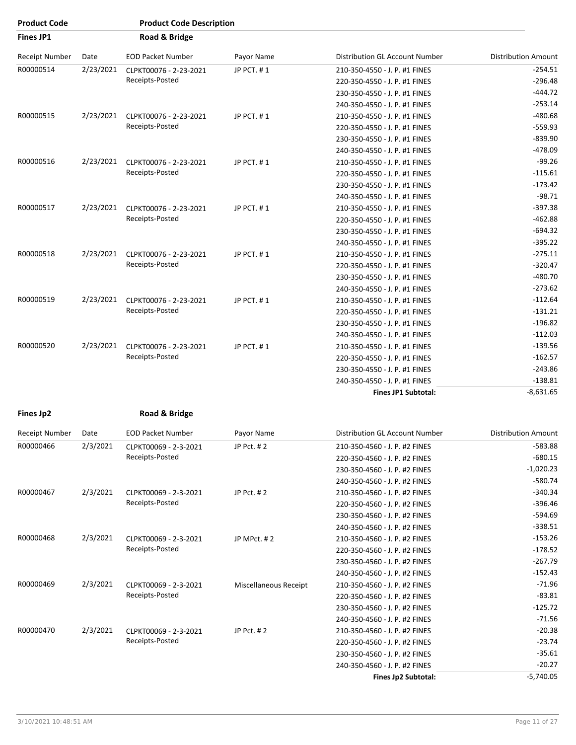| Product Code | Product Code Description |
|---|---|
| **Fines JP1** | **Road & Bridge** |

| Receipt Number | Date | EOD Packet Number | Payor Name | Distribution GL Account Number | Distribution Amount |
|---|---|---|---|---|---|
| R00000514 | 2/23/2021 | CLPKT00076 - 2-23-2021 Receipts-Posted | JP PCT. # 1 | 210-350-4550 - J. P. #1 FINES | -254.51 |
| | | | | 220-350-4550 - J. P. #1 FINES | -296.48 |
| | | | | 230-350-4550 - J. P. #1 FINES | -444.72 |
| | | | | 240-350-4550 - J. P. #1 FINES | -253.14 |
| R00000515 | 2/23/2021 | CLPKT00076 - 2-23-2021 Receipts-Posted | JP PCT. # 1 | 210-350-4550 - J. P. #1 FINES | -480.68 |
| | | | | 220-350-4550 - J. P. #1 FINES | -559.93 |
| | | | | 230-350-4550 - J. P. #1 FINES | -839.90 |
| | | | | 240-350-4550 - J. P. #1 FINES | -478.09 |
| R00000516 | 2/23/2021 | CLPKT00076 - 2-23-2021 Receipts-Posted | JP PCT. # 1 | 210-350-4550 - J. P. #1 FINES | -99.26 |
| | | | | 220-350-4550 - J. P. #1 FINES | -115.61 |
| | | | | 230-350-4550 - J. P. #1 FINES | -173.42 |
| | | | | 240-350-4550 - J. P. #1 FINES | -98.71 |
| R00000517 | 2/23/2021 | CLPKT00076 - 2-23-2021 Receipts-Posted | JP PCT. # 1 | 210-350-4550 - J. P. #1 FINES | -397.38 |
| | | | | 220-350-4550 - J. P. #1 FINES | -462.88 |
| | | | | 230-350-4550 - J. P. #1 FINES | -694.32 |
| | | | | 240-350-4550 - J. P. #1 FINES | -395.22 |
| R00000518 | 2/23/2021 | CLPKT00076 - 2-23-2021 Receipts-Posted | JP PCT. # 1 | 210-350-4550 - J. P. #1 FINES | -275.11 |
| | | | | 220-350-4550 - J. P. #1 FINES | -320.47 |
| | | | | 230-350-4550 - J. P. #1 FINES | -480.70 |
| | | | | 240-350-4550 - J. P. #1 FINES | -273.62 |
| R00000519 | 2/23/2021 | CLPKT00076 - 2-23-2021 Receipts-Posted | JP PCT. # 1 | 210-350-4550 - J. P. #1 FINES | -112.64 |
| | | | | 220-350-4550 - J. P. #1 FINES | -131.21 |
| | | | | 230-350-4550 - J. P. #1 FINES | -196.82 |
| | | | | 240-350-4550 - J. P. #1 FINES | -112.03 |
| R00000520 | 2/23/2021 | CLPKT00076 - 2-23-2021 Receipts-Posted | JP PCT. # 1 | 210-350-4550 - J. P. #1 FINES | -139.56 |
| | | | | 220-350-4550 - J. P. #1 FINES | -162.57 |
| | | | | 230-350-4550 - J. P. #1 FINES | -243.86 |
| | | | | 240-350-4550 - J. P. #1 FINES | -138.81 |
| | | | | **Fines JP1 Subtotal:** | -8,631.65 |

| Product Code | Product Code Description |
|---|---|
| **Fines Jp2** | **Road & Bridge** |

| Receipt Number | Date | EOD Packet Number | Payor Name | Distribution GL Account Number | Distribution Amount |
|---|---|---|---|---|---|
| R00000466 | 2/3/2021 | CLPKT00069 - 2-3-2021 Receipts-Posted | JP Pct. # 2 | 210-350-4560 - J. P. #2 FINES | -583.88 |
| | | | | 220-350-4560 - J. P. #2 FINES | -680.15 |
| | | | | 230-350-4560 - J. P. #2 FINES | -1,020.23 |
| | | | | 240-350-4560 - J. P. #2 FINES | -580.74 |
| R00000467 | 2/3/2021 | CLPKT00069 - 2-3-2021 Receipts-Posted | JP Pct. # 2 | 210-350-4560 - J. P. #2 FINES | -340.34 |
| | | | | 220-350-4560 - J. P. #2 FINES | -396.46 |
| | | | | 230-350-4560 - J. P. #2 FINES | -594.69 |
| | | | | 240-350-4560 - J. P. #2 FINES | -338.51 |
| R00000468 | 2/3/2021 | CLPKT00069 - 2-3-2021 Receipts-Posted | JP MPct. # 2 | 210-350-4560 - J. P. #2 FINES | -153.26 |
| | | | | 220-350-4560 - J. P. #2 FINES | -178.52 |
| | | | | 230-350-4560 - J. P. #2 FINES | -267.79 |
| | | | | 240-350-4560 - J. P. #2 FINES | -152.43 |
| R00000469 | 2/3/2021 | CLPKT00069 - 2-3-2021 Receipts-Posted | Miscellaneous Receipt | 210-350-4560 - J. P. #2 FINES | -71.96 |
| | | | | 220-350-4560 - J. P. #2 FINES | -83.81 |
| | | | | 230-350-4560 - J. P. #2 FINES | -125.72 |
| | | | | 240-350-4560 - J. P. #2 FINES | -71.56 |
| R00000470 | 2/3/2021 | CLPKT00069 - 2-3-2021 Receipts-Posted | JP Pct. # 2 | 210-350-4560 - J. P. #2 FINES | -20.38 |
| | | | | 220-350-4560 - J. P. #2 FINES | -23.74 |
| | | | | 230-350-4560 - J. P. #2 FINES | -35.61 |
| | | | | 240-350-4560 - J. P. #2 FINES | -20.27 |
| | | | | **Fines Jp2 Subtotal:** | -5,740.05 |

3/10/2021 10:48:51 AM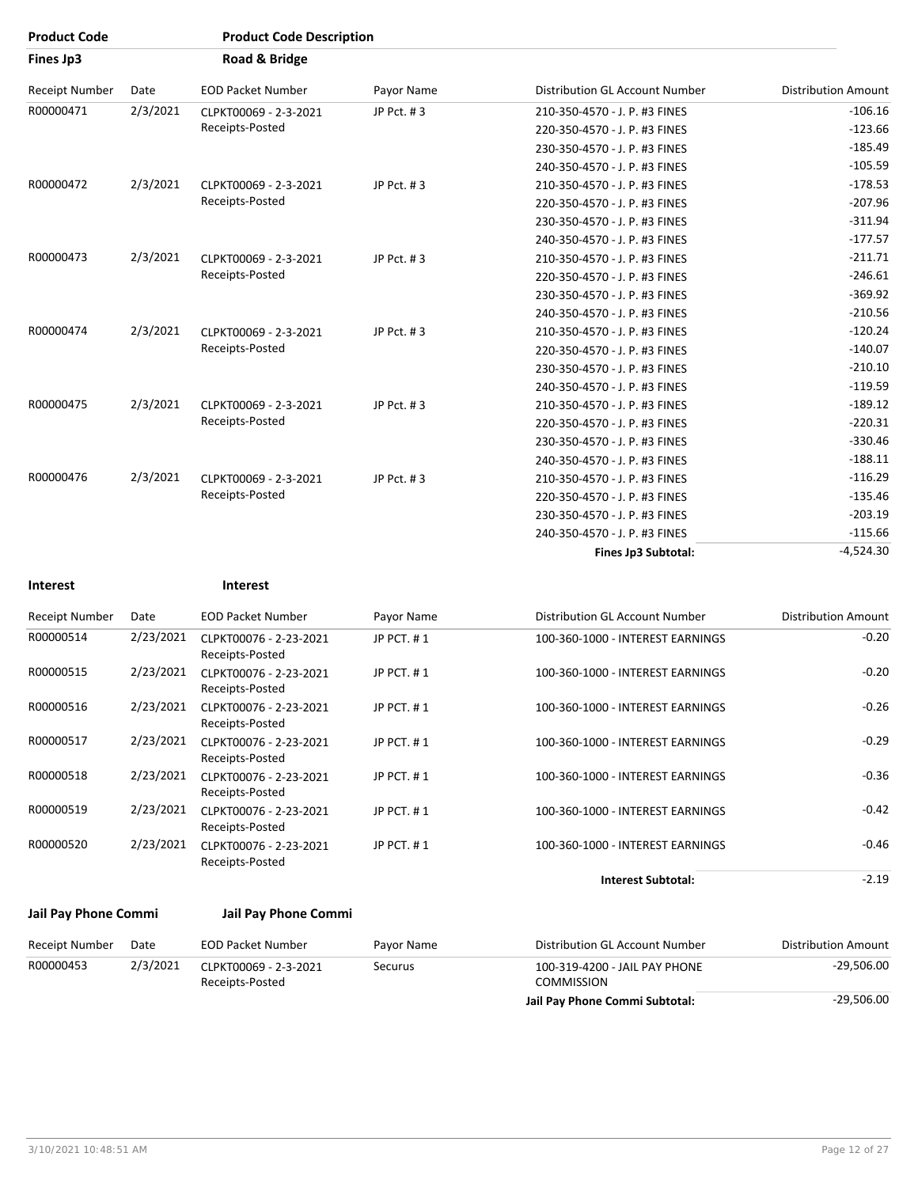| Product Code | Product Code Description |
|---|---|
| **Fines Jp3** | **Road & Bridge** |

| Receipt Number | Date | EOD Packet Number | Payor Name | Distribution GL Account Number | Distribution Amount |
|---|---|---|---|---|---|
| R00000471 | 2/3/2021 | CLPKT00069 - 2-3-2021 Receipts-Posted | JP Pct. # 3 | 210-350-4570 - J. P. #3 FINES | -106.16 |
| | | | | 220-350-4570 - J. P. #3 FINES | -123.66 |
| | | | | 230-350-4570 - J. P. #3 FINES | -185.49 |
| | | | | 240-350-4570 - J. P. #3 FINES | -105.59 |
| R00000472 | 2/3/2021 | CLPKT00069 - 2-3-2021 Receipts-Posted | JP Pct. # 3 | 210-350-4570 - J. P. #3 FINES | -178.53 |
| | | | | 220-350-4570 - J. P. #3 FINES | -207.96 |
| | | | | 230-350-4570 - J. P. #3 FINES | -311.94 |
| | | | | 240-350-4570 - J. P. #3 FINES | -177.57 |
| R00000473 | 2/3/2021 | CLPKT00069 - 2-3-2021 Receipts-Posted | JP Pct. # 3 | 210-350-4570 - J. P. #3 FINES | -211.71 |
| | | | | 220-350-4570 - J. P. #3 FINES | -246.61 |
| | | | | 230-350-4570 - J. P. #3 FINES | -369.92 |
| | | | | 240-350-4570 - J. P. #3 FINES | -210.56 |
| R00000474 | 2/3/2021 | CLPKT00069 - 2-3-2021 Receipts-Posted | JP Pct. # 3 | 210-350-4570 - J. P. #3 FINES | -120.24 |
| | | | | 220-350-4570 - J. P. #3 FINES | -140.07 |
| | | | | 230-350-4570 - J. P. #3 FINES | -210.10 |
| | | | | 240-350-4570 - J. P. #3 FINES | -119.59 |
| R00000475 | 2/3/2021 | CLPKT00069 - 2-3-2021 Receipts-Posted | JP Pct. # 3 | 210-350-4570 - J. P. #3 FINES | -189.12 |
| | | | | 220-350-4570 - J. P. #3 FINES | -220.31 |
| | | | | 230-350-4570 - J. P. #3 FINES | -330.46 |
| | | | | 240-350-4570 - J. P. #3 FINES | -188.11 |
| R00000476 | 2/3/2021 | CLPKT00069 - 2-3-2021 Receipts-Posted | JP Pct. # 3 | 210-350-4570 - J. P. #3 FINES | -116.29 |
| | | | | 220-350-4570 - J. P. #3 FINES | -135.46 |
| | | | | 230-350-4570 - J. P. #3 FINES | -203.19 |
| | | | | 240-350-4570 - J. P. #3 FINES | -115.66 |
| | | | | **Fines Jp3 Subtotal:** | -4,524.30 |

| Product Code | Product Code Description |
|---|---|
| **Interest** | **Interest** |

| Receipt Number | Date | EOD Packet Number | Payor Name | Distribution GL Account Number | Distribution Amount |
|---|---|---|---|---|---|
| R00000514 | 2/23/2021 | CLPKT00076 - 2-23-2021 Receipts-Posted | JP PCT. # 1 | 100-360-1000 - INTEREST EARNINGS | -0.20 |
| R00000515 | 2/23/2021 | CLPKT00076 - 2-23-2021 Receipts-Posted | JP PCT. # 1 | 100-360-1000 - INTEREST EARNINGS | -0.20 |
| R00000516 | 2/23/2021 | CLPKT00076 - 2-23-2021 Receipts-Posted | JP PCT. # 1 | 100-360-1000 - INTEREST EARNINGS | -0.26 |
| R00000517 | 2/23/2021 | CLPKT00076 - 2-23-2021 Receipts-Posted | JP PCT. # 1 | 100-360-1000 - INTEREST EARNINGS | -0.29 |
| R00000518 | 2/23/2021 | CLPKT00076 - 2-23-2021 Receipts-Posted | JP PCT. # 1 | 100-360-1000 - INTEREST EARNINGS | -0.36 |
| R00000519 | 2/23/2021 | CLPKT00076 - 2-23-2021 Receipts-Posted | JP PCT. # 1 | 100-360-1000 - INTEREST EARNINGS | -0.42 |
| R00000520 | 2/23/2021 | CLPKT00076 - 2-23-2021 Receipts-Posted | JP PCT. # 1 | 100-360-1000 - INTEREST EARNINGS | -0.46 |
| | | | | **Interest Subtotal:** | -2.19 |

| Product Code | Product Code Description |
|---|---|
| **Jail Pay Phone Commi** | **Jail Pay Phone Commi** |

| Receipt Number | Date | EOD Packet Number | Payor Name | Distribution GL Account Number | Distribution Amount |
|---|---|---|---|---|---|
| R00000453 | 2/3/2021 | CLPKT00069 - 2-3-2021 Receipts-Posted | Securus | 100-319-4200 - JAIL PAY PHONE COMMISSION | -29,506.00 |
| | | | | **Jail Pay Phone Commi Subtotal:** | -29,506.00 |

3/10/2021 10:48:51 AM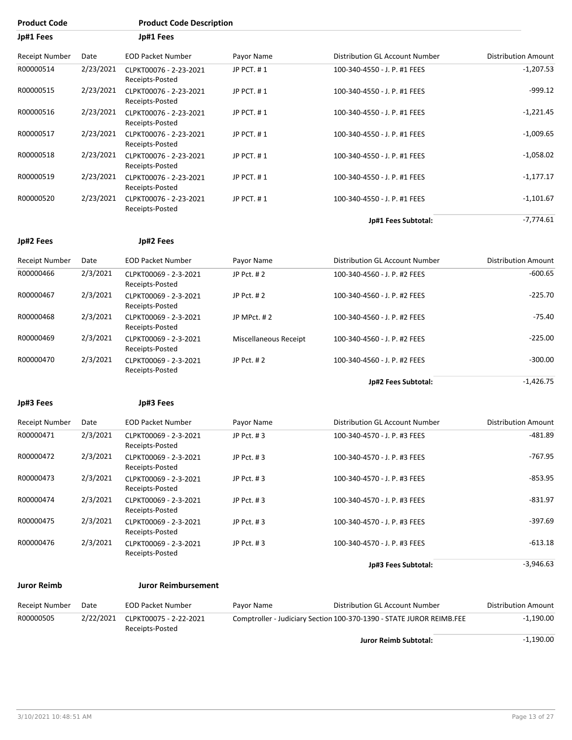| Product Code | Product Code Description |
|---|---|
| **Jp#1 Fees** | **Jp#1 Fees** |

| Receipt Number | Date | EOD Packet Number | Payor Name | Distribution GL Account Number | Distribution Amount |
|---|---|---|---|---|---|
| R00000514 | 2/23/2021 | CLPKT00076 - 2-23-2021 Receipts-Posted | JP PCT. # 1 | 100-340-4550 - J. P. #1 FEES | -1,207.53 |
| R00000515 | 2/23/2021 | CLPKT00076 - 2-23-2021 Receipts-Posted | JP PCT. # 1 | 100-340-4550 - J. P. #1 FEES | -999.12 |
| R00000516 | 2/23/2021 | CLPKT00076 - 2-23-2021 Receipts-Posted | JP PCT. # 1 | 100-340-4550 - J. P. #1 FEES | -1,221.45 |
| R00000517 | 2/23/2021 | CLPKT00076 - 2-23-2021 Receipts-Posted | JP PCT. # 1 | 100-340-4550 - J. P. #1 FEES | -1,009.65 |
| R00000518 | 2/23/2021 | CLPKT00076 - 2-23-2021 Receipts-Posted | JP PCT. # 1 | 100-340-4550 - J. P. #1 FEES | -1,058.02 |
| R00000519 | 2/23/2021 | CLPKT00076 - 2-23-2021 Receipts-Posted | JP PCT. # 1 | 100-340-4550 - J. P. #1 FEES | -1,177.17 |
| R00000520 | 2/23/2021 | CLPKT00076 - 2-23-2021 Receipts-Posted | JP PCT. # 1 | 100-340-4550 - J. P. #1 FEES | -1,101.67 |
| | | | | **Jp#1 Fees Subtotal:** | -7,774.61 |

| **Jp#2 Fees** | **Jp#2 Fees** |
|---|---|

| Receipt Number | Date | EOD Packet Number | Payor Name | Distribution GL Account Number | Distribution Amount |
|---|---|---|---|---|---|
| R00000466 | 2/3/2021 | CLPKT00069 - 2-3-2021 Receipts-Posted | JP Pct. # 2 | 100-340-4560 - J. P. #2 FEES | -600.65 |
| R00000467 | 2/3/2021 | CLPKT00069 - 2-3-2021 Receipts-Posted | JP Pct. # 2 | 100-340-4560 - J. P. #2 FEES | -225.70 |
| R00000468 | 2/3/2021 | CLPKT00069 - 2-3-2021 Receipts-Posted | JP MPct. # 2 | 100-340-4560 - J. P. #2 FEES | -75.40 |
| R00000469 | 2/3/2021 | CLPKT00069 - 2-3-2021 Receipts-Posted | Miscellaneous Receipt | 100-340-4560 - J. P. #2 FEES | -225.00 |
| R00000470 | 2/3/2021 | CLPKT00069 - 2-3-2021 Receipts-Posted | JP Pct. # 2 | 100-340-4560 - J. P. #2 FEES | -300.00 |
| | | | | **Jp#2 Fees Subtotal:** | -1,426.75 |

| **Jp#3 Fees** | **Jp#3 Fees** |
|---|---|

| Receipt Number | Date | EOD Packet Number | Payor Name | Distribution GL Account Number | Distribution Amount |
|---|---|---|---|---|---|
| R00000471 | 2/3/2021 | CLPKT00069 - 2-3-2021 Receipts-Posted | JP Pct. # 3 | 100-340-4570 - J. P. #3 FEES | -481.89 |
| R00000472 | 2/3/2021 | CLPKT00069 - 2-3-2021 Receipts-Posted | JP Pct. # 3 | 100-340-4570 - J. P. #3 FEES | -767.95 |
| R00000473 | 2/3/2021 | CLPKT00069 - 2-3-2021 Receipts-Posted | JP Pct. # 3 | 100-340-4570 - J. P. #3 FEES | -853.95 |
| R00000474 | 2/3/2021 | CLPKT00069 - 2-3-2021 Receipts-Posted | JP Pct. # 3 | 100-340-4570 - J. P. #3 FEES | -831.97 |
| R00000475 | 2/3/2021 | CLPKT00069 - 2-3-2021 Receipts-Posted | JP Pct. # 3 | 100-340-4570 - J. P. #3 FEES | -397.69 |
| R00000476 | 2/3/2021 | CLPKT00069 - 2-3-2021 Receipts-Posted | JP Pct. # 3 | 100-340-4570 - J. P. #3 FEES | -613.18 |
| | | | | **Jp#3 Fees Subtotal:** | -3,946.63 |

| **Juror Reimb** | **Juror Reimbursement** |
|---|---|

| Receipt Number | Date | EOD Packet Number | Payor Name | Distribution GL Account Number | Distribution Amount |
|---|---|---|---|---|---|
| R00000505 | 2/22/2021 | CLPKT00075 - 2-22-2021 Receipts-Posted | Comptroller - Judiciary Section | 100-370-1390 - STATE JUROR REIMB.FEE | -1,190.00 |
| | | | | **Juror Reimb Subtotal:** | -1,190.00 |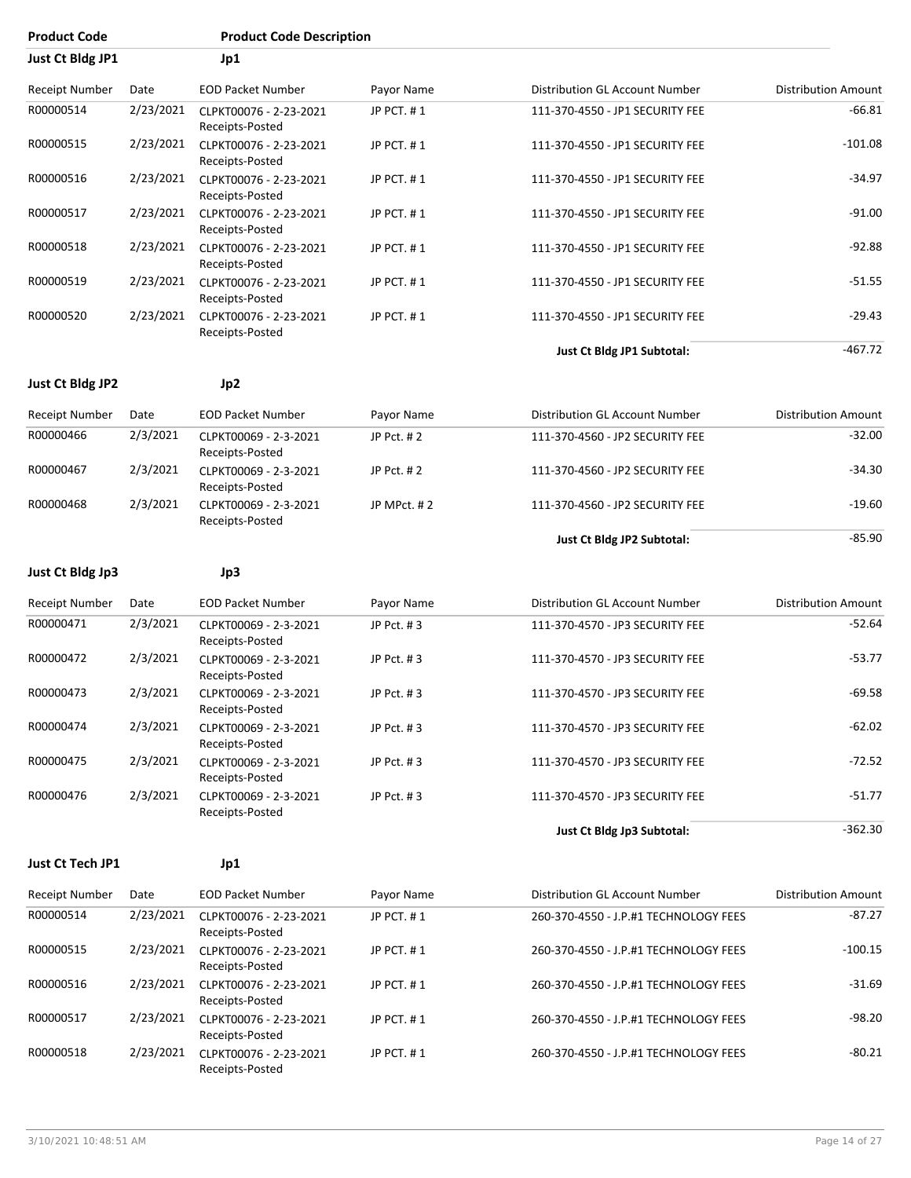| Product Code | | Product Code Description | | | |
|---|---|---|---|---|---|
| **Just Ct Bldg JP1** | | **Jp1** | | | |

| Receipt Number | Date | EOD Packet Number | Payor Name | Distribution GL Account Number | Distribution Amount |
|---|---|---|---|---|---|
| R00000514 | 2/23/2021 | CLPKT00076 - 2-23-2021 Receipts-Posted | JP PCT. # 1 | 111-370-4550 - JP1 SECURITY FEE | -66.81 |
| R00000515 | 2/23/2021 | CLPKT00076 - 2-23-2021 Receipts-Posted | JP PCT. # 1 | 111-370-4550 - JP1 SECURITY FEE | -101.08 |
| R00000516 | 2/23/2021 | CLPKT00076 - 2-23-2021 Receipts-Posted | JP PCT. # 1 | 111-370-4550 - JP1 SECURITY FEE | -34.97 |
| R00000517 | 2/23/2021 | CLPKT00076 - 2-23-2021 Receipts-Posted | JP PCT. # 1 | 111-370-4550 - JP1 SECURITY FEE | -91.00 |
| R00000518 | 2/23/2021 | CLPKT00076 - 2-23-2021 Receipts-Posted | JP PCT. # 1 | 111-370-4550 - JP1 SECURITY FEE | -92.88 |
| R00000519 | 2/23/2021 | CLPKT00076 - 2-23-2021 Receipts-Posted | JP PCT. # 1 | 111-370-4550 - JP1 SECURITY FEE | -51.55 |
| R00000520 | 2/23/2021 | CLPKT00076 - 2-23-2021 Receipts-Posted | JP PCT. # 1 | 111-370-4550 - JP1 SECURITY FEE | -29.43 |
| | | | | **Just Ct Bldg JP1 Subtotal:** | -467.72 |

**Just Ct Bldg JP2** **Jp2**

| Receipt Number | Date | EOD Packet Number | Payor Name | Distribution GL Account Number | Distribution Amount |
|---|---|---|---|---|---|
| R00000466 | 2/3/2021 | CLPKT00069 - 2-3-2021 Receipts-Posted | JP Pct. # 2 | 111-370-4560 - JP2 SECURITY FEE | -32.00 |
| R00000467 | 2/3/2021 | CLPKT00069 - 2-3-2021 Receipts-Posted | JP Pct. # 2 | 111-370-4560 - JP2 SECURITY FEE | -34.30 |
| R00000468 | 2/3/2021 | CLPKT00069 - 2-3-2021 Receipts-Posted | JP MPct. # 2 | 111-370-4560 - JP2 SECURITY FEE | -19.60 |
| | | | | **Just Ct Bldg JP2 Subtotal:** | -85.90 |

**Just Ct Bldg Jp3** **Jp3**

| Receipt Number | Date | EOD Packet Number | Payor Name | Distribution GL Account Number | Distribution Amount |
|---|---|---|---|---|---|
| R00000471 | 2/3/2021 | CLPKT00069 - 2-3-2021 Receipts-Posted | JP Pct. # 3 | 111-370-4570 - JP3 SECURITY FEE | -52.64 |
| R00000472 | 2/3/2021 | CLPKT00069 - 2-3-2021 Receipts-Posted | JP Pct. # 3 | 111-370-4570 - JP3 SECURITY FEE | -53.77 |
| R00000473 | 2/3/2021 | CLPKT00069 - 2-3-2021 Receipts-Posted | JP Pct. # 3 | 111-370-4570 - JP3 SECURITY FEE | -69.58 |
| R00000474 | 2/3/2021 | CLPKT00069 - 2-3-2021 Receipts-Posted | JP Pct. # 3 | 111-370-4570 - JP3 SECURITY FEE | -62.02 |
| R00000475 | 2/3/2021 | CLPKT00069 - 2-3-2021 Receipts-Posted | JP Pct. # 3 | 111-370-4570 - JP3 SECURITY FEE | -72.52 |
| R00000476 | 2/3/2021 | CLPKT00069 - 2-3-2021 Receipts-Posted | JP Pct. # 3 | 111-370-4570 - JP3 SECURITY FEE | -51.77 |
| | | | | **Just Ct Bldg Jp3 Subtotal:** | -362.30 |

**Just Ct Tech JP1** **Jp1**

| Receipt Number | Date | EOD Packet Number | Payor Name | Distribution GL Account Number | Distribution Amount |
|---|---|---|---|---|---|
| R00000514 | 2/23/2021 | CLPKT00076 - 2-23-2021 Receipts-Posted | JP PCT. # 1 | 260-370-4550 - J.P.#1 TECHNOLOGY FEES | -87.27 |
| R00000515 | 2/23/2021 | CLPKT00076 - 2-23-2021 Receipts-Posted | JP PCT. # 1 | 260-370-4550 - J.P.#1 TECHNOLOGY FEES | -100.15 |
| R00000516 | 2/23/2021 | CLPKT00076 - 2-23-2021 Receipts-Posted | JP PCT. # 1 | 260-370-4550 - J.P.#1 TECHNOLOGY FEES | -31.69 |
| R00000517 | 2/23/2021 | CLPKT00076 - 2-23-2021 Receipts-Posted | JP PCT. # 1 | 260-370-4550 - J.P.#1 TECHNOLOGY FEES | -98.20 |
| R00000518 | 2/23/2021 | CLPKT00076 - 2-23-2021 Receipts-Posted | JP PCT. # 1 | 260-370-4550 - J.P.#1 TECHNOLOGY FEES | -80.21 |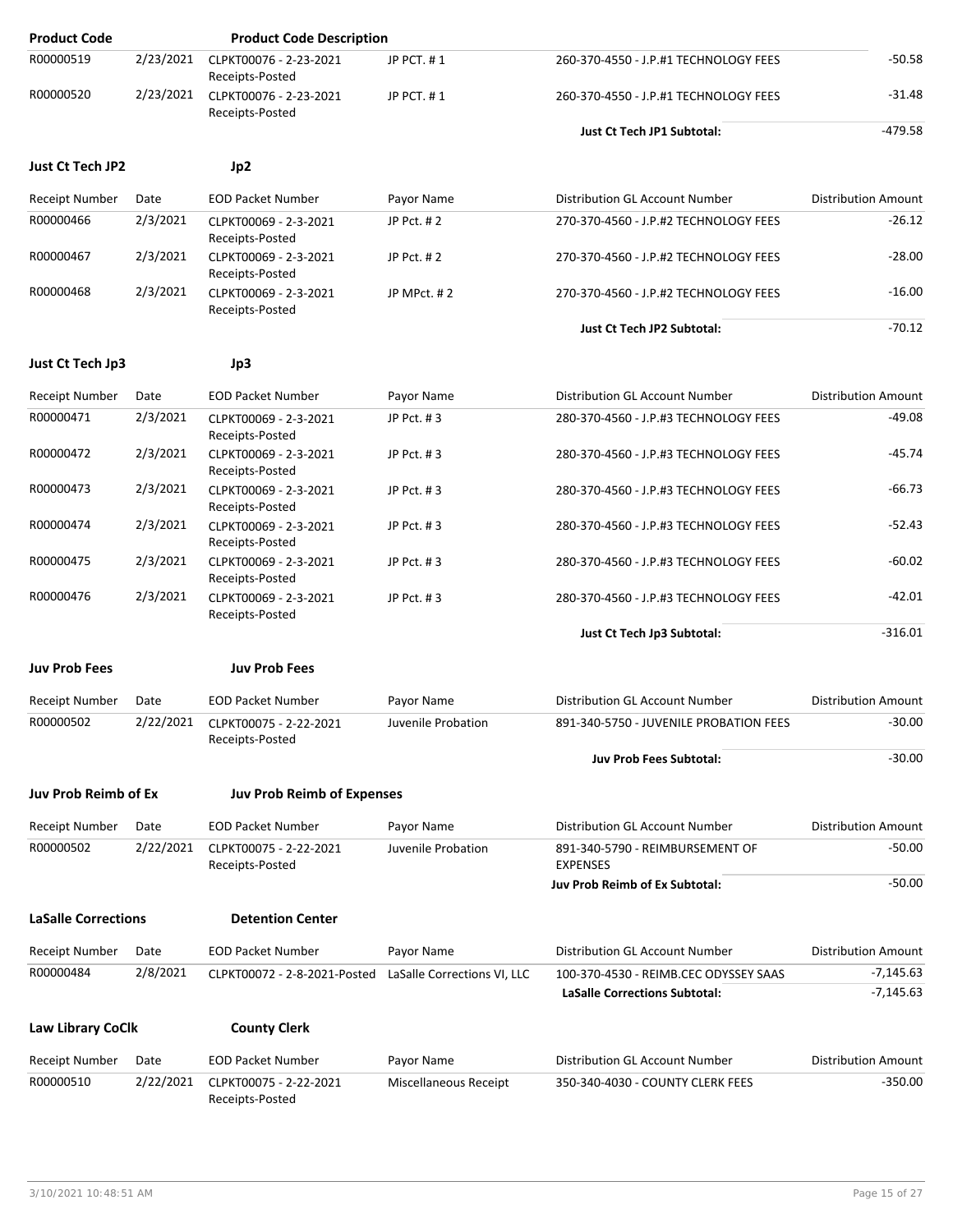| Product Code | | Product Code Description | | | |
|---|---|---|---|---|---|
| R00000519 | 2/23/2021 | CLPKT00076 - 2-23-2021 Receipts-Posted | JP PCT. # 1 | 260-370-4550 - J.P.#1 TECHNOLOGY FEES | -50.58 |
| R00000520 | 2/23/2021 | CLPKT00076 - 2-23-2021 Receipts-Posted | JP PCT. # 1 | 260-370-4550 - J.P.#1 TECHNOLOGY FEES | -31.48 |
| | | | | **Just Ct Tech JP1 Subtotal:** | -479.58 |

**Just Ct Tech JP2** **Jp2**

| Receipt Number | Date | EOD Packet Number | Payor Name | Distribution GL Account Number | Distribution Amount |
|---|---|---|---|---|---|
| R00000466 | 2/3/2021 | CLPKT00069 - 2-3-2021 Receipts-Posted | JP Pct. # 2 | 270-370-4560 - J.P.#2 TECHNOLOGY FEES | -26.12 |
| R00000467 | 2/3/2021 | CLPKT00069 - 2-3-2021 Receipts-Posted | JP Pct. # 2 | 270-370-4560 - J.P.#2 TECHNOLOGY FEES | -28.00 |
| R00000468 | 2/3/2021 | CLPKT00069 - 2-3-2021 Receipts-Posted | JP MPct. # 2 | 270-370-4560 - J.P.#2 TECHNOLOGY FEES | -16.00 |
| | | | | **Just Ct Tech JP2 Subtotal:** | -70.12 |

**Just Ct Tech Jp3** **Jp3**

| Receipt Number | Date | EOD Packet Number | Payor Name | Distribution GL Account Number | Distribution Amount |
|---|---|---|---|---|---|
| R00000471 | 2/3/2021 | CLPKT00069 - 2-3-2021 Receipts-Posted | JP Pct. # 3 | 280-370-4560 - J.P.#3 TECHNOLOGY FEES | -49.08 |
| R00000472 | 2/3/2021 | CLPKT00069 - 2-3-2021 Receipts-Posted | JP Pct. # 3 | 280-370-4560 - J.P.#3 TECHNOLOGY FEES | -45.74 |
| R00000473 | 2/3/2021 | CLPKT00069 - 2-3-2021 Receipts-Posted | JP Pct. # 3 | 280-370-4560 - J.P.#3 TECHNOLOGY FEES | -66.73 |
| R00000474 | 2/3/2021 | CLPKT00069 - 2-3-2021 Receipts-Posted | JP Pct. # 3 | 280-370-4560 - J.P.#3 TECHNOLOGY FEES | -52.43 |
| R00000475 | 2/3/2021 | CLPKT00069 - 2-3-2021 Receipts-Posted | JP Pct. # 3 | 280-370-4560 - J.P.#3 TECHNOLOGY FEES | -60.02 |
| R00000476 | 2/3/2021 | CLPKT00069 - 2-3-2021 Receipts-Posted | JP Pct. # 3 | 280-370-4560 - J.P.#3 TECHNOLOGY FEES | -42.01 |
| | | | | **Just Ct Tech Jp3 Subtotal:** | -316.01 |

**Juv Prob Fees** **Juv Prob Fees**

| Receipt Number | Date | EOD Packet Number | Payor Name | Distribution GL Account Number | Distribution Amount |
|---|---|---|---|---|---|
| R00000502 | 2/22/2021 | CLPKT00075 - 2-22-2021 Receipts-Posted | Juvenile Probation | 891-340-5750 - JUVENILE PROBATION FEES | -30.00 |
| | | | | **Juv Prob Fees Subtotal:** | -30.00 |

**Juv Prob Reimb of Ex** **Juv Prob Reimb of Expenses**

| Receipt Number | Date | EOD Packet Number | Payor Name | Distribution GL Account Number | Distribution Amount |
|---|---|---|---|---|---|
| R00000502 | 2/22/2021 | CLPKT00075 - 2-22-2021 Receipts-Posted | Juvenile Probation | 891-340-5790 - REIMBURSEMENT OF EXPENSES | -50.00 |
| | | | | **Juv Prob Reimb of Ex Subtotal:** | -50.00 |

**LaSalle Corrections** **Detention Center**

| Receipt Number | Date | EOD Packet Number | Payor Name | Distribution GL Account Number | Distribution Amount |
|---|---|---|---|---|---|
| R00000484 | 2/8/2021 | CLPKT00072 - 2-8-2021-Posted | LaSalle Corrections VI, LLC | 100-370-4530 - REIMB.CEC ODYSSEY SAAS | -7,145.63 |
| | | | | **LaSalle Corrections Subtotal:** | -7,145.63 |

**Law Library CoClk** **County Clerk**

| Receipt Number | Date | EOD Packet Number | Payor Name | Distribution GL Account Number | Distribution Amount |
|---|---|---|---|---|---|
| R00000510 | 2/22/2021 | CLPKT00075 - 2-22-2021 Receipts-Posted | Miscellaneous Receipt | 350-340-4030 - COUNTY CLERK FEES | -350.00 |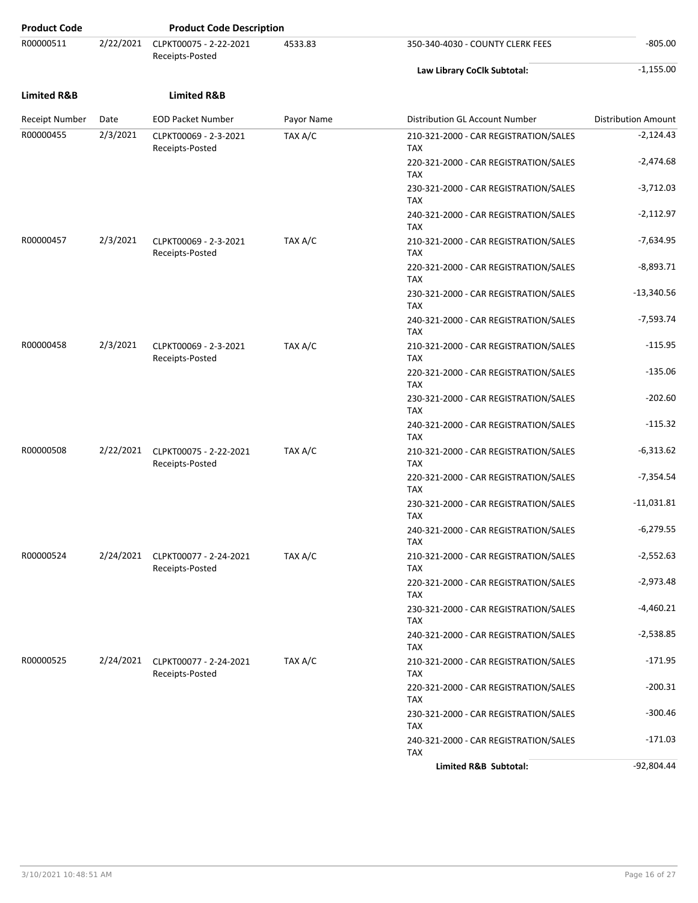| Product Code | | Product Code Description | | | |
|---|---|---|---|---|---|
| R00000511 | 2/22/2021 | CLPKT00075 - 2-22-2021 Receipts-Posted | 4533.83 | 350-340-4030 - COUNTY CLERK FEES | -805.00 |
| | | | | **Law Library CoClk Subtotal:** | -1,155.00 |

**Limited R&B** **Limited R&B**

| Receipt Number | Date | EOD Packet Number | Payor Name | Distribution GL Account Number | Distribution Amount |
|---|---|---|---|---|---|
| R00000455 | 2/3/2021 | CLPKT00069 - 2-3-2021 Receipts-Posted | TAX A/C | 210-321-2000 - CAR REGISTRATION/SALES TAX | -2,124.43 |
| | | | | 220-321-2000 - CAR REGISTRATION/SALES TAX | -2,474.68 |
| | | | | 230-321-2000 - CAR REGISTRATION/SALES TAX | -3,712.03 |
| | | | | 240-321-2000 - CAR REGISTRATION/SALES TAX | -2,112.97 |
| R00000457 | 2/3/2021 | CLPKT00069 - 2-3-2021 Receipts-Posted | TAX A/C | 210-321-2000 - CAR REGISTRATION/SALES TAX | -7,634.95 |
| | | | | 220-321-2000 - CAR REGISTRATION/SALES TAX | -8,893.71 |
| | | | | 230-321-2000 - CAR REGISTRATION/SALES TAX | -13,340.56 |
| | | | | 240-321-2000 - CAR REGISTRATION/SALES TAX | -7,593.74 |
| R00000458 | 2/3/2021 | CLPKT00069 - 2-3-2021 Receipts-Posted | TAX A/C | 210-321-2000 - CAR REGISTRATION/SALES TAX | -115.95 |
| | | | | 220-321-2000 - CAR REGISTRATION/SALES TAX | -135.06 |
| | | | | 230-321-2000 - CAR REGISTRATION/SALES TAX | -202.60 |
| | | | | 240-321-2000 - CAR REGISTRATION/SALES TAX | -115.32 |
| R00000508 | 2/22/2021 | CLPKT00075 - 2-22-2021 Receipts-Posted | TAX A/C | 210-321-2000 - CAR REGISTRATION/SALES TAX | -6,313.62 |
| | | | | 220-321-2000 - CAR REGISTRATION/SALES TAX | -7,354.54 |
| | | | | 230-321-2000 - CAR REGISTRATION/SALES TAX | -11,031.81 |
| | | | | 240-321-2000 - CAR REGISTRATION/SALES TAX | -6,279.55 |
| R00000524 | 2/24/2021 | CLPKT00077 - 2-24-2021 Receipts-Posted | TAX A/C | 210-321-2000 - CAR REGISTRATION/SALES TAX | -2,552.63 |
| | | | | 220-321-2000 - CAR REGISTRATION/SALES TAX | -2,973.48 |
| | | | | 230-321-2000 - CAR REGISTRATION/SALES TAX | -4,460.21 |
| | | | | 240-321-2000 - CAR REGISTRATION/SALES TAX | -2,538.85 |
| R00000525 | 2/24/2021 | CLPKT00077 - 2-24-2021 Receipts-Posted | TAX A/C | 210-321-2000 - CAR REGISTRATION/SALES TAX | -171.95 |
| | | | | 220-321-2000 - CAR REGISTRATION/SALES TAX | -200.31 |
| | | | | 230-321-2000 - CAR REGISTRATION/SALES TAX | -300.46 |
| | | | | 240-321-2000 - CAR REGISTRATION/SALES TAX | -171.03 |
| | | | | **Limited R&B Subtotal:** | -92,804.44 |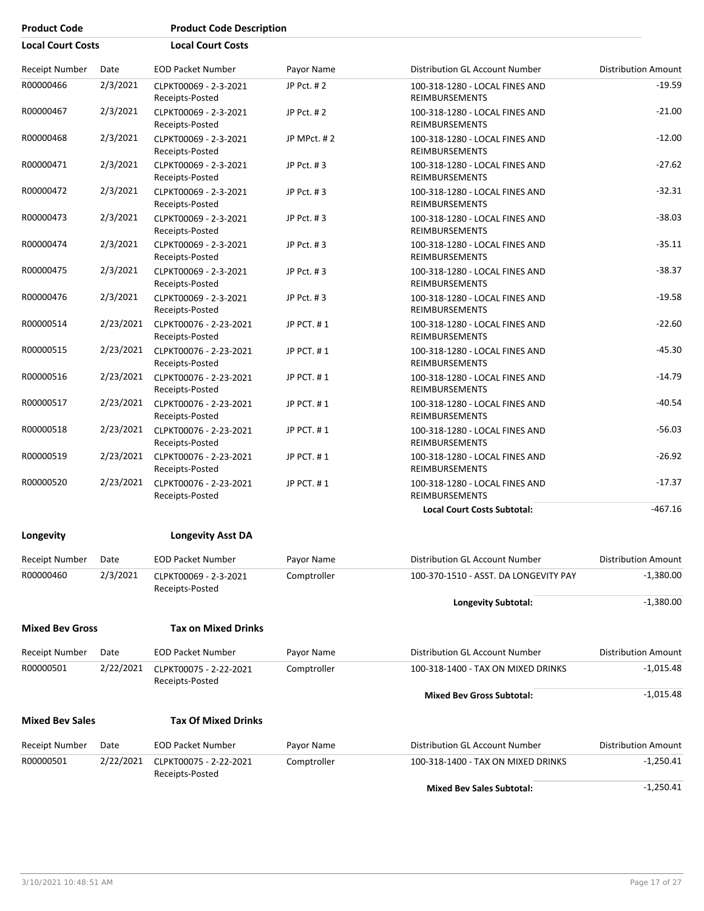| Product Code | Product Code Description |
|---|---|
| **Local Court Costs** | **Local Court Costs** |

| Receipt Number | Date | EOD Packet Number | Payor Name | Distribution GL Account Number | Distribution Amount |
|---|---|---|---|---|---|
| R00000466 | 2/3/2021 | CLPKT00069 - 2-3-2021 Receipts-Posted | JP Pct. # 2 | 100-318-1280 - LOCAL FINES AND REIMBURSEMENTS | -19.59 |
| R00000467 | 2/3/2021 | CLPKT00069 - 2-3-2021 Receipts-Posted | JP Pct. # 2 | 100-318-1280 - LOCAL FINES AND REIMBURSEMENTS | -21.00 |
| R00000468 | 2/3/2021 | CLPKT00069 - 2-3-2021 Receipts-Posted | JP MPct. # 2 | 100-318-1280 - LOCAL FINES AND REIMBURSEMENTS | -12.00 |
| R00000471 | 2/3/2021 | CLPKT00069 - 2-3-2021 Receipts-Posted | JP Pct. # 3 | 100-318-1280 - LOCAL FINES AND REIMBURSEMENTS | -27.62 |
| R00000472 | 2/3/2021 | CLPKT00069 - 2-3-2021 Receipts-Posted | JP Pct. # 3 | 100-318-1280 - LOCAL FINES AND REIMBURSEMENTS | -32.31 |
| R00000473 | 2/3/2021 | CLPKT00069 - 2-3-2021 Receipts-Posted | JP Pct. # 3 | 100-318-1280 - LOCAL FINES AND REIMBURSEMENTS | -38.03 |
| R00000474 | 2/3/2021 | CLPKT00069 - 2-3-2021 Receipts-Posted | JP Pct. # 3 | 100-318-1280 - LOCAL FINES AND REIMBURSEMENTS | -35.11 |
| R00000475 | 2/3/2021 | CLPKT00069 - 2-3-2021 Receipts-Posted | JP Pct. # 3 | 100-318-1280 - LOCAL FINES AND REIMBURSEMENTS | -38.37 |
| R00000476 | 2/3/2021 | CLPKT00069 - 2-3-2021 Receipts-Posted | JP Pct. # 3 | 100-318-1280 - LOCAL FINES AND REIMBURSEMENTS | -19.58 |
| R00000514 | 2/23/2021 | CLPKT00076 - 2-23-2021 Receipts-Posted | JP PCT. # 1 | 100-318-1280 - LOCAL FINES AND REIMBURSEMENTS | -22.60 |
| R00000515 | 2/23/2021 | CLPKT00076 - 2-23-2021 Receipts-Posted | JP PCT. # 1 | 100-318-1280 - LOCAL FINES AND REIMBURSEMENTS | -45.30 |
| R00000516 | 2/23/2021 | CLPKT00076 - 2-23-2021 Receipts-Posted | JP PCT. # 1 | 100-318-1280 - LOCAL FINES AND REIMBURSEMENTS | -14.79 |
| R00000517 | 2/23/2021 | CLPKT00076 - 2-23-2021 Receipts-Posted | JP PCT. # 1 | 100-318-1280 - LOCAL FINES AND REIMBURSEMENTS | -40.54 |
| R00000518 | 2/23/2021 | CLPKT00076 - 2-23-2021 Receipts-Posted | JP PCT. # 1 | 100-318-1280 - LOCAL FINES AND REIMBURSEMENTS | -56.03 |
| R00000519 | 2/23/2021 | CLPKT00076 - 2-23-2021 Receipts-Posted | JP PCT. # 1 | 100-318-1280 - LOCAL FINES AND REIMBURSEMENTS | -26.92 |
| R00000520 | 2/23/2021 | CLPKT00076 - 2-23-2021 Receipts-Posted | JP PCT. # 1 | 100-318-1280 - LOCAL FINES AND REIMBURSEMENTS | -17.37 |
| | | | | **Local Court Costs Subtotal:** | -467.16 |

| **Longevity** | **Longevity Asst DA** |
|---|---|

| Receipt Number | Date | EOD Packet Number | Payor Name | Distribution GL Account Number | Distribution Amount |
|---|---|---|---|---|---|
| R00000460 | 2/3/2021 | CLPKT00069 - 2-3-2021 Receipts-Posted | Comptroller | 100-370-1510 - ASST. DA LONGEVITY PAY | -1,380.00 |
| | | | | **Longevity Subtotal:** | -1,380.00 |

| **Mixed Bev Gross** | **Tax on Mixed Drinks** |
|---|---|

| Receipt Number | Date | EOD Packet Number | Payor Name | Distribution GL Account Number | Distribution Amount |
|---|---|---|---|---|---|
| R00000501 | 2/22/2021 | CLPKT00075 - 2-22-2021 Receipts-Posted | Comptroller | 100-318-1400 - TAX ON MIXED DRINKS | -1,015.48 |
| | | | | **Mixed Bev Gross Subtotal:** | -1,015.48 |

| **Mixed Bev Sales** | **Tax Of Mixed Drinks** |
|---|---|

| Receipt Number | Date | EOD Packet Number | Payor Name | Distribution GL Account Number | Distribution Amount |
|---|---|---|---|---|---|
| R00000501 | 2/22/2021 | CLPKT00075 - 2-22-2021 Receipts-Posted | Comptroller | 100-318-1400 - TAX ON MIXED DRINKS | -1,250.41 |
| | | | | **Mixed Bev Sales Subtotal:** | -1,250.41 |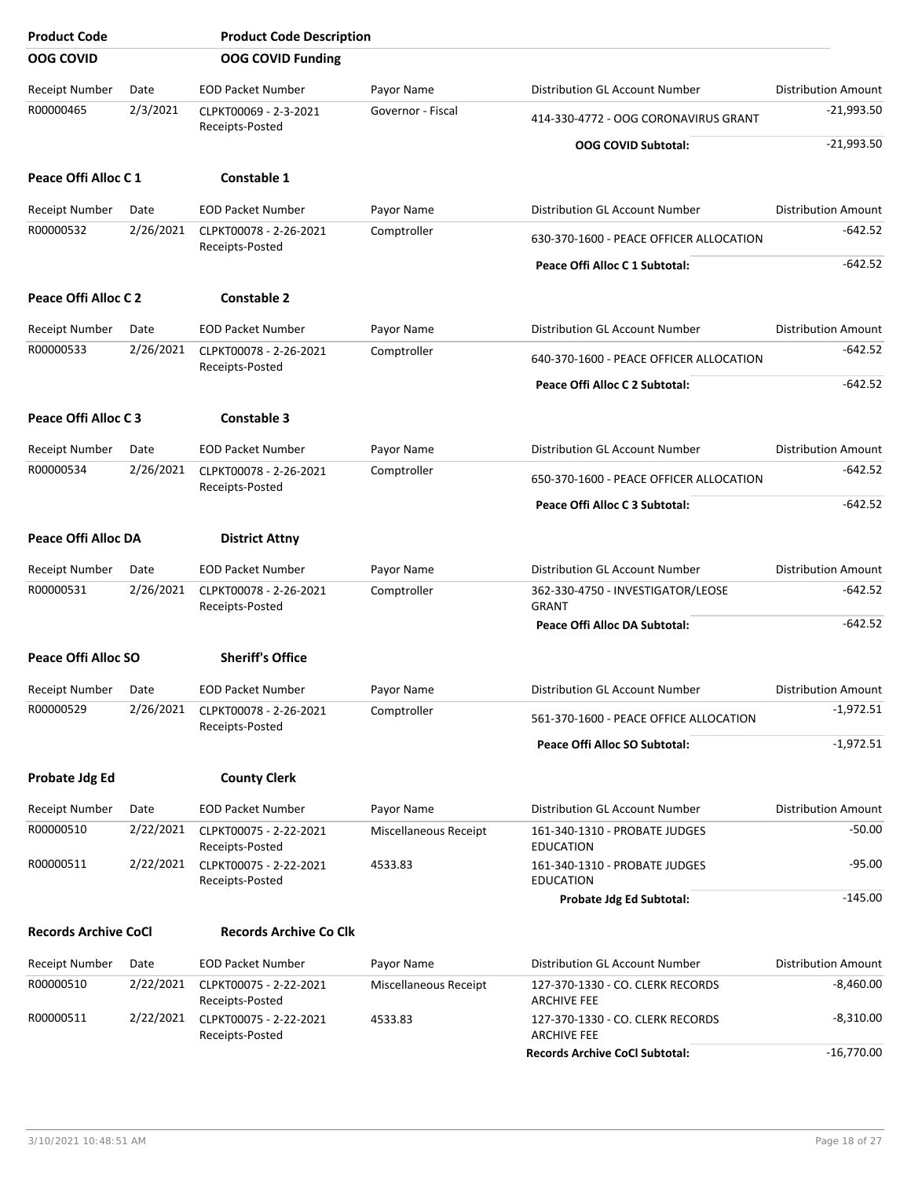| Product Code | Product Code Description | | | | |
|---|---|---|---|---|---|
| **OOG COVID** | **OOG COVID Funding** | | | | |
| Receipt Number | Date | EOD Packet Number | Payor Name | Distribution GL Account Number | Distribution Amount |
| R00000465 | 2/3/2021 | CLPKT00069 - 2-3-2021 Receipts-Posted | Governor - Fiscal | 414-330-4772 - OOG CORONAVIRUS GRANT | -21,993.50 |
| | | | | **OOG COVID Subtotal:** | -21,993.50 |
| **Peace Offi Alloc C 1** | **Constable 1** | | | | |
| Receipt Number | Date | EOD Packet Number | Payor Name | Distribution GL Account Number | Distribution Amount |
| R00000532 | 2/26/2021 | CLPKT00078 - 2-26-2021 Receipts-Posted | Comptroller | 630-370-1600 - PEACE OFFICER ALLOCATION | -642.52 |
| | | | | **Peace Offi Alloc C 1 Subtotal:** | -642.52 |
| **Peace Offi Alloc C 2** | **Constable 2** | | | | |
| Receipt Number | Date | EOD Packet Number | Payor Name | Distribution GL Account Number | Distribution Amount |
| R00000533 | 2/26/2021 | CLPKT00078 - 2-26-2021 Receipts-Posted | Comptroller | 640-370-1600 - PEACE OFFICER ALLOCATION | -642.52 |
| | | | | **Peace Offi Alloc C 2 Subtotal:** | -642.52 |
| **Peace Offi Alloc C 3** | **Constable 3** | | | | |
| Receipt Number | Date | EOD Packet Number | Payor Name | Distribution GL Account Number | Distribution Amount |
| R00000534 | 2/26/2021 | CLPKT00078 - 2-26-2021 Receipts-Posted | Comptroller | 650-370-1600 - PEACE OFFICER ALLOCATION | -642.52 |
| | | | | **Peace Offi Alloc C 3 Subtotal:** | -642.52 |
| **Peace Offi Alloc DA** | **District Attny** | | | | |
| Receipt Number | Date | EOD Packet Number | Payor Name | Distribution GL Account Number | Distribution Amount |
| R00000531 | 2/26/2021 | CLPKT00078 - 2-26-2021 Receipts-Posted | Comptroller | 362-330-4750 - INVESTIGATOR/LEOSE GRANT | -642.52 |
| | | | | **Peace Offi Alloc DA Subtotal:** | -642.52 |
| **Peace Offi Alloc SO** | **Sheriff's Office** | | | | |
| Receipt Number | Date | EOD Packet Number | Payor Name | Distribution GL Account Number | Distribution Amount |
| R00000529 | 2/26/2021 | CLPKT00078 - 2-26-2021 Receipts-Posted | Comptroller | 561-370-1600 - PEACE OFFICE ALLOCATION | -1,972.51 |
| | | | | **Peace Offi Alloc SO Subtotal:** | -1,972.51 |
| **Probate Jdg Ed** | **County Clerk** | | | | |
| Receipt Number | Date | EOD Packet Number | Payor Name | Distribution GL Account Number | Distribution Amount |
| R00000510 | 2/22/2021 | CLPKT00075 - 2-22-2021 Receipts-Posted | Miscellaneous Receipt | 161-340-1310 - PROBATE JUDGES EDUCATION | -50.00 |
| R00000511 | 2/22/2021 | CLPKT00075 - 2-22-2021 Receipts-Posted | 4533.83 | 161-340-1310 - PROBATE JUDGES EDUCATION | -95.00 |
| | | | | **Probate Jdg Ed Subtotal:** | -145.00 |
| **Records Archive CoCl** | **Records Archive Co Clk** | | | | |
| Receipt Number | Date | EOD Packet Number | Payor Name | Distribution GL Account Number | Distribution Amount |
| R00000510 | 2/22/2021 | CLPKT00075 - 2-22-2021 Receipts-Posted | Miscellaneous Receipt | 127-370-1330 - CO. CLERK RECORDS ARCHIVE FEE | -8,460.00 |
| R00000511 | 2/22/2021 | CLPKT00075 - 2-22-2021 Receipts-Posted | 4533.83 | 127-370-1330 - CO. CLERK RECORDS ARCHIVE FEE | -8,310.00 |
| | | | | **Records Archive CoCl Subtotal:** | -16,770.00 |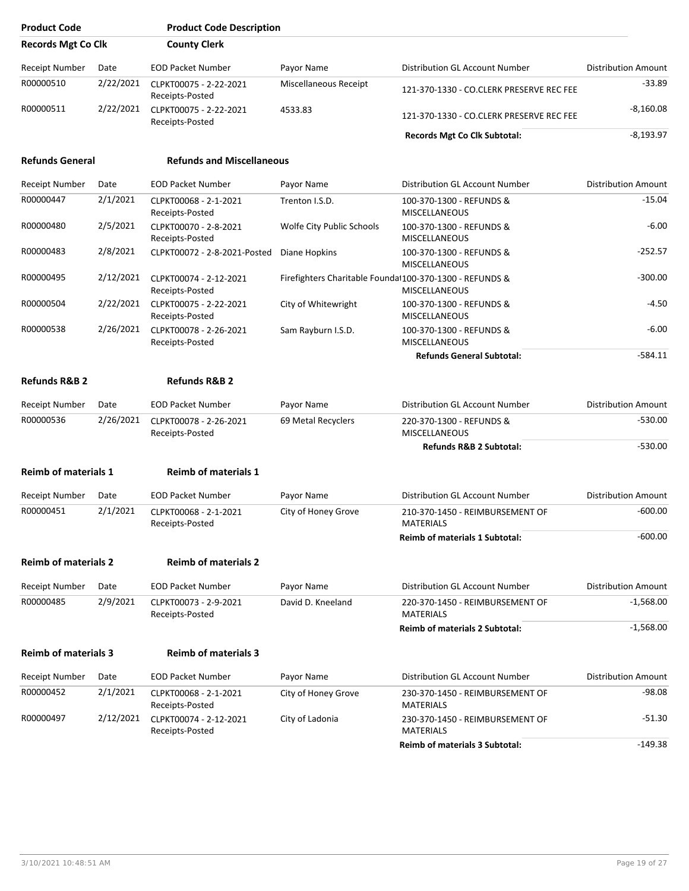| Product Code | Product Code Description | | | | |
|---|---|---|---|---|---|
| **Records Mgt Co Clk** | **County Clerk** | | | | |
| Receipt Number | Date | EOD Packet Number | Payor Name | Distribution GL Account Number | Distribution Amount |
| R00000510 | 2/22/2021 | CLPKT00075 - 2-22-2021 Receipts-Posted | Miscellaneous Receipt | 121-370-1330 - CO.CLERK PRESERVE REC FEE | -33.89 |
| R00000511 | 2/22/2021 | CLPKT00075 - 2-22-2021 Receipts-Posted | 4533.83 | 121-370-1330 - CO.CLERK PRESERVE REC FEE | -8,160.08 |
| | | | | **Records Mgt Co Clk Subtotal:** | -8,193.97 |

| Product Code | Product Code Description | | | | |
|---|---|---|---|---|---|
| **Refunds General** | **Refunds and Miscellaneous** | | | | |
| Receipt Number | Date | EOD Packet Number | Payor Name | Distribution GL Account Number | Distribution Amount |
| R00000447 | 2/1/2021 | CLPKT00068 - 2-1-2021 Receipts-Posted | Trenton I.S.D. | 100-370-1300 - REFUNDS & MISCELLANEOUS | -15.04 |
| R00000480 | 2/5/2021 | CLPKT00070 - 2-8-2021 Receipts-Posted | Wolfe City Public Schools | 100-370-1300 - REFUNDS & MISCELLANEOUS | -6.00 |
| R00000483 | 2/8/2021 | CLPKT00072 - 2-8-2021-Posted | Diane Hopkins | 100-370-1300 - REFUNDS & MISCELLANEOUS | -252.57 |
| R00000495 | 2/12/2021 | CLPKT00074 - 2-12-2021 Receipts-Posted | Firefighters Charitable Founda | 100-370-1300 - REFUNDS & MISCELLANEOUS | -300.00 |
| R00000504 | 2/22/2021 | CLPKT00075 - 2-22-2021 Receipts-Posted | City of Whitewright | 100-370-1300 - REFUNDS & MISCELLANEOUS | -4.50 |
| R00000538 | 2/26/2021 | CLPKT00078 - 2-26-2021 Receipts-Posted | Sam Rayburn I.S.D. | 100-370-1300 - REFUNDS & MISCELLANEOUS | -6.00 |
| | | | | **Refunds General Subtotal:** | -584.11 |

| Product Code | Product Code Description | | | | |
|---|---|---|---|---|---|
| **Refunds R&B 2** | **Refunds R&B 2** | | | | |
| Receipt Number | Date | EOD Packet Number | Payor Name | Distribution GL Account Number | Distribution Amount |
| R00000536 | 2/26/2021 | CLPKT00078 - 2-26-2021 Receipts-Posted | 69 Metal Recyclers | 220-370-1300 - REFUNDS & MISCELLANEOUS | -530.00 |
| | | | | **Refunds R&B 2 Subtotal:** | -530.00 |

| Product Code | Product Code Description | | | | |
|---|---|---|---|---|---|
| **Reimb of materials 1** | **Reimb of materials 1** | | | | |
| Receipt Number | Date | EOD Packet Number | Payor Name | Distribution GL Account Number | Distribution Amount |
| R00000451 | 2/1/2021 | CLPKT00068 - 2-1-2021 Receipts-Posted | City of Honey Grove | 210-370-1450 - REIMBURSEMENT OF MATERIALS | -600.00 |
| | | | | **Reimb of materials 1 Subtotal:** | -600.00 |

| Product Code | Product Code Description | | | | |
|---|---|---|---|---|---|
| **Reimb of materials 2** | **Reimb of materials 2** | | | | |
| Receipt Number | Date | EOD Packet Number | Payor Name | Distribution GL Account Number | Distribution Amount |
| R00000485 | 2/9/2021 | CLPKT00073 - 2-9-2021 Receipts-Posted | David D. Kneeland | 220-370-1450 - REIMBURSEMENT OF MATERIALS | -1,568.00 |
| | | | | **Reimb of materials 2 Subtotal:** | -1,568.00 |

| Product Code | Product Code Description | | | | |
|---|---|---|---|---|---|
| **Reimb of materials 3** | **Reimb of materials 3** | | | | |
| Receipt Number | Date | EOD Packet Number | Payor Name | Distribution GL Account Number | Distribution Amount |
| R00000452 | 2/1/2021 | CLPKT00068 - 2-1-2021 Receipts-Posted | City of Honey Grove | 230-370-1450 - REIMBURSEMENT OF MATERIALS | -98.08 |
| R00000497 | 2/12/2021 | CLPKT00074 - 2-12-2021 Receipts-Posted | City of Ladonia | 230-370-1450 - REIMBURSEMENT OF MATERIALS | -51.30 |
| | | | | **Reimb of materials 3 Subtotal:** | -149.38 |

3/10/2021 10:48:51 AM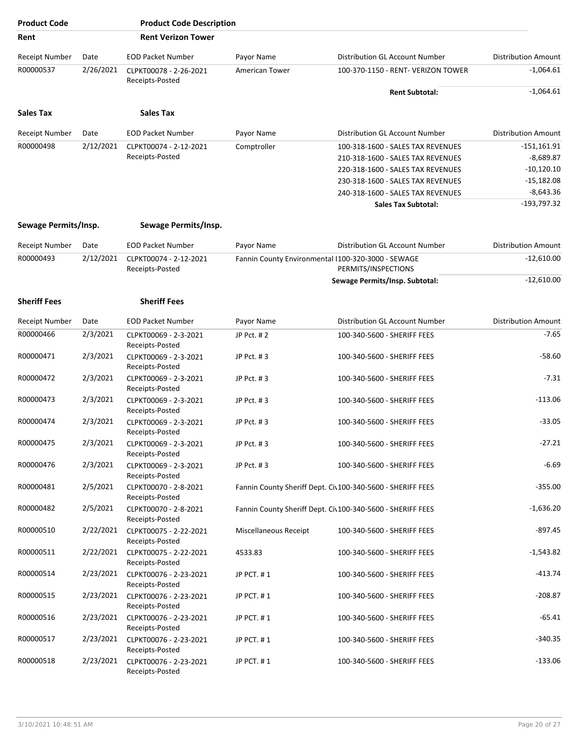| Product Code | Product Code Description |
|---|---|
| **Rent** | **Rent Verizon Tower** |

| Receipt Number | Date | EOD Packet Number | Payor Name | Distribution GL Account Number | Distribution Amount |
|---|---|---|---|---|---|
| R00000537 | 2/26/2021 | CLPKT00078 - 2-26-2021 Receipts-Posted | American Tower | 100-370-1150 - RENT- VERIZON TOWER | -1,064.61 |
| | | | | **Rent Subtotal:** | -1,064.61 |

**Sales Tax** — **Sales Tax**

| Receipt Number | Date | EOD Packet Number | Payor Name | Distribution GL Account Number | Distribution Amount |
|---|---|---|---|---|---|
| R00000498 | 2/12/2021 | CLPKT00074 - 2-12-2021 Receipts-Posted | Comptroller | 100-318-1600 - SALES TAX REVENUES | -151,161.91 |
| | | | | 210-318-1600 - SALES TAX REVENUES | -8,689.87 |
| | | | | 220-318-1600 - SALES TAX REVENUES | -10,120.10 |
| | | | | 230-318-1600 - SALES TAX REVENUES | -15,182.08 |
| | | | | 240-318-1600 - SALES TAX REVENUES | -8,643.36 |
| | | | | **Sales Tax Subtotal:** | -193,797.32 |

**Sewage Permits/Insp.** — **Sewage Permits/Insp.**

| Receipt Number | Date | EOD Packet Number | Payor Name | Distribution GL Account Number | Distribution Amount |
|---|---|---|---|---|---|
| R00000493 | 2/12/2021 | CLPKT00074 - 2-12-2021 Receipts-Posted | Fannin County Environmental I | 100-320-3000 - SEWAGE PERMITS/INSPECTIONS | -12,610.00 |
| | | | | **Sewage Permits/Insp. Subtotal:** | -12,610.00 |

**Sheriff Fees** — **Sheriff Fees**

| Receipt Number | Date | EOD Packet Number | Payor Name | Distribution GL Account Number | Distribution Amount |
|---|---|---|---|---|---|
| R00000466 | 2/3/2021 | CLPKT00069 - 2-3-2021 Receipts-Posted | JP Pct. # 2 | 100-340-5600 - SHERIFF FEES | -7.65 |
| R00000471 | 2/3/2021 | CLPKT00069 - 2-3-2021 Receipts-Posted | JP Pct. # 3 | 100-340-5600 - SHERIFF FEES | -58.60 |
| R00000472 | 2/3/2021 | CLPKT00069 - 2-3-2021 Receipts-Posted | JP Pct. # 3 | 100-340-5600 - SHERIFF FEES | -7.31 |
| R00000473 | 2/3/2021 | CLPKT00069 - 2-3-2021 Receipts-Posted | JP Pct. # 3 | 100-340-5600 - SHERIFF FEES | -113.06 |
| R00000474 | 2/3/2021 | CLPKT00069 - 2-3-2021 Receipts-Posted | JP Pct. # 3 | 100-340-5600 - SHERIFF FEES | -33.05 |
| R00000475 | 2/3/2021 | CLPKT00069 - 2-3-2021 Receipts-Posted | JP Pct. # 3 | 100-340-5600 - SHERIFF FEES | -27.21 |
| R00000476 | 2/3/2021 | CLPKT00069 - 2-3-2021 Receipts-Posted | JP Pct. # 3 | 100-340-5600 - SHERIFF FEES | -6.69 |
| R00000481 | 2/5/2021 | CLPKT00070 - 2-8-2021 Receipts-Posted | Fannin County Sheriff Dept. Civ | 100-340-5600 - SHERIFF FEES | -355.00 |
| R00000482 | 2/5/2021 | CLPKT00070 - 2-8-2021 Receipts-Posted | Fannin County Sheriff Dept. Civ | 100-340-5600 - SHERIFF FEES | -1,636.20 |
| R00000510 | 2/22/2021 | CLPKT00075 - 2-22-2021 Receipts-Posted | Miscellaneous Receipt | 100-340-5600 - SHERIFF FEES | -897.45 |
| R00000511 | 2/22/2021 | CLPKT00075 - 2-22-2021 Receipts-Posted | 4533.83 | 100-340-5600 - SHERIFF FEES | -1,543.82 |
| R00000514 | 2/23/2021 | CLPKT00076 - 2-23-2021 Receipts-Posted | JP PCT. # 1 | 100-340-5600 - SHERIFF FEES | -413.74 |
| R00000515 | 2/23/2021 | CLPKT00076 - 2-23-2021 Receipts-Posted | JP PCT. # 1 | 100-340-5600 - SHERIFF FEES | -208.87 |
| R00000516 | 2/23/2021 | CLPKT00076 - 2-23-2021 Receipts-Posted | JP PCT. # 1 | 100-340-5600 - SHERIFF FEES | -65.41 |
| R00000517 | 2/23/2021 | CLPKT00076 - 2-23-2021 Receipts-Posted | JP PCT. # 1 | 100-340-5600 - SHERIFF FEES | -340.35 |
| R00000518 | 2/23/2021 | CLPKT00076 - 2-23-2021 Receipts-Posted | JP PCT. # 1 | 100-340-5600 - SHERIFF FEES | -133.06 |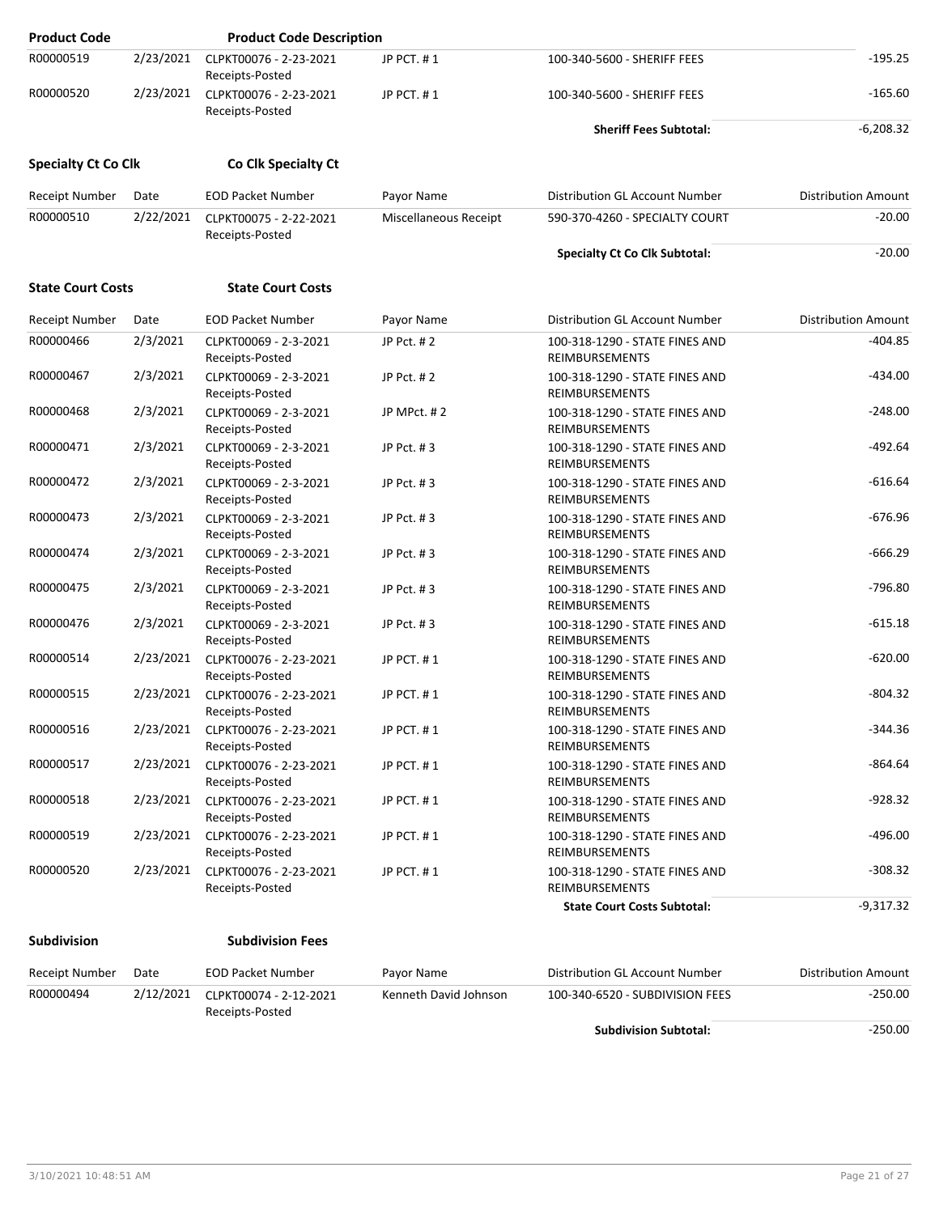| Product Code | | Product Code Description | | | |
|---|---|---|---|---|---|
| R00000519 | 2/23/2021 | CLPKT00076 - 2-23-2021 Receipts-Posted | JP PCT. # 1 | 100-340-5600 - SHERIFF FEES | -195.25 |
| R00000520 | 2/23/2021 | CLPKT00076 - 2-23-2021 Receipts-Posted | JP PCT. # 1 | 100-340-5600 - SHERIFF FEES | -165.60 |
| | | | | **Sheriff Fees Subtotal:** | -6,208.32 |

**Specialty Ct Co Clk** **Co Clk Specialty Ct**

| Receipt Number | Date | EOD Packet Number | Payor Name | Distribution GL Account Number | Distribution Amount |
|---|---|---|---|---|---|
| R00000510 | 2/22/2021 | CLPKT00075 - 2-22-2021 Receipts-Posted | Miscellaneous Receipt | 590-370-4260 - SPECIALTY COURT | -20.00 |
| | | | | **Specialty Ct Co Clk Subtotal:** | -20.00 |

**State Court Costs** **State Court Costs**

| Receipt Number | Date | EOD Packet Number | Payor Name | Distribution GL Account Number | Distribution Amount |
|---|---|---|---|---|---|
| R00000466 | 2/3/2021 | CLPKT00069 - 2-3-2021 Receipts-Posted | JP Pct. # 2 | 100-318-1290 - STATE FINES AND REIMBURSEMENTS | -404.85 |
| R00000467 | 2/3/2021 | CLPKT00069 - 2-3-2021 Receipts-Posted | JP Pct. # 2 | 100-318-1290 - STATE FINES AND REIMBURSEMENTS | -434.00 |
| R00000468 | 2/3/2021 | CLPKT00069 - 2-3-2021 Receipts-Posted | JP MPct. # 2 | 100-318-1290 - STATE FINES AND REIMBURSEMENTS | -248.00 |
| R00000471 | 2/3/2021 | CLPKT00069 - 2-3-2021 Receipts-Posted | JP Pct. # 3 | 100-318-1290 - STATE FINES AND REIMBURSEMENTS | -492.64 |
| R00000472 | 2/3/2021 | CLPKT00069 - 2-3-2021 Receipts-Posted | JP Pct. # 3 | 100-318-1290 - STATE FINES AND REIMBURSEMENTS | -616.64 |
| R00000473 | 2/3/2021 | CLPKT00069 - 2-3-2021 Receipts-Posted | JP Pct. # 3 | 100-318-1290 - STATE FINES AND REIMBURSEMENTS | -676.96 |
| R00000474 | 2/3/2021 | CLPKT00069 - 2-3-2021 Receipts-Posted | JP Pct. # 3 | 100-318-1290 - STATE FINES AND REIMBURSEMENTS | -666.29 |
| R00000475 | 2/3/2021 | CLPKT00069 - 2-3-2021 Receipts-Posted | JP Pct. # 3 | 100-318-1290 - STATE FINES AND REIMBURSEMENTS | -796.80 |
| R00000476 | 2/3/2021 | CLPKT00069 - 2-3-2021 Receipts-Posted | JP Pct. # 3 | 100-318-1290 - STATE FINES AND REIMBURSEMENTS | -615.18 |
| R00000514 | 2/23/2021 | CLPKT00076 - 2-23-2021 Receipts-Posted | JP PCT. # 1 | 100-318-1290 - STATE FINES AND REIMBURSEMENTS | -620.00 |
| R00000515 | 2/23/2021 | CLPKT00076 - 2-23-2021 Receipts-Posted | JP PCT. # 1 | 100-318-1290 - STATE FINES AND REIMBURSEMENTS | -804.32 |
| R00000516 | 2/23/2021 | CLPKT00076 - 2-23-2021 Receipts-Posted | JP PCT. # 1 | 100-318-1290 - STATE FINES AND REIMBURSEMENTS | -344.36 |
| R00000517 | 2/23/2021 | CLPKT00076 - 2-23-2021 Receipts-Posted | JP PCT. # 1 | 100-318-1290 - STATE FINES AND REIMBURSEMENTS | -864.64 |
| R00000518 | 2/23/2021 | CLPKT00076 - 2-23-2021 Receipts-Posted | JP PCT. # 1 | 100-318-1290 - STATE FINES AND REIMBURSEMENTS | -928.32 |
| R00000519 | 2/23/2021 | CLPKT00076 - 2-23-2021 Receipts-Posted | JP PCT. # 1 | 100-318-1290 - STATE FINES AND REIMBURSEMENTS | -496.00 |
| R00000520 | 2/23/2021 | CLPKT00076 - 2-23-2021 Receipts-Posted | JP PCT. # 1 | 100-318-1290 - STATE FINES AND REIMBURSEMENTS | -308.32 |
| | | | | **State Court Costs Subtotal:** | -9,317.32 |

**Subdivision** **Subdivision Fees**

| Receipt Number | Date | EOD Packet Number | Payor Name | Distribution GL Account Number | Distribution Amount |
|---|---|---|---|---|---|
| R00000494 | 2/12/2021 | CLPKT00074 - 2-12-2021 Receipts-Posted | Kenneth David Johnson | 100-340-6520 - SUBDIVISION FEES | -250.00 |
| | | | | **Subdivision Subtotal:** | -250.00 |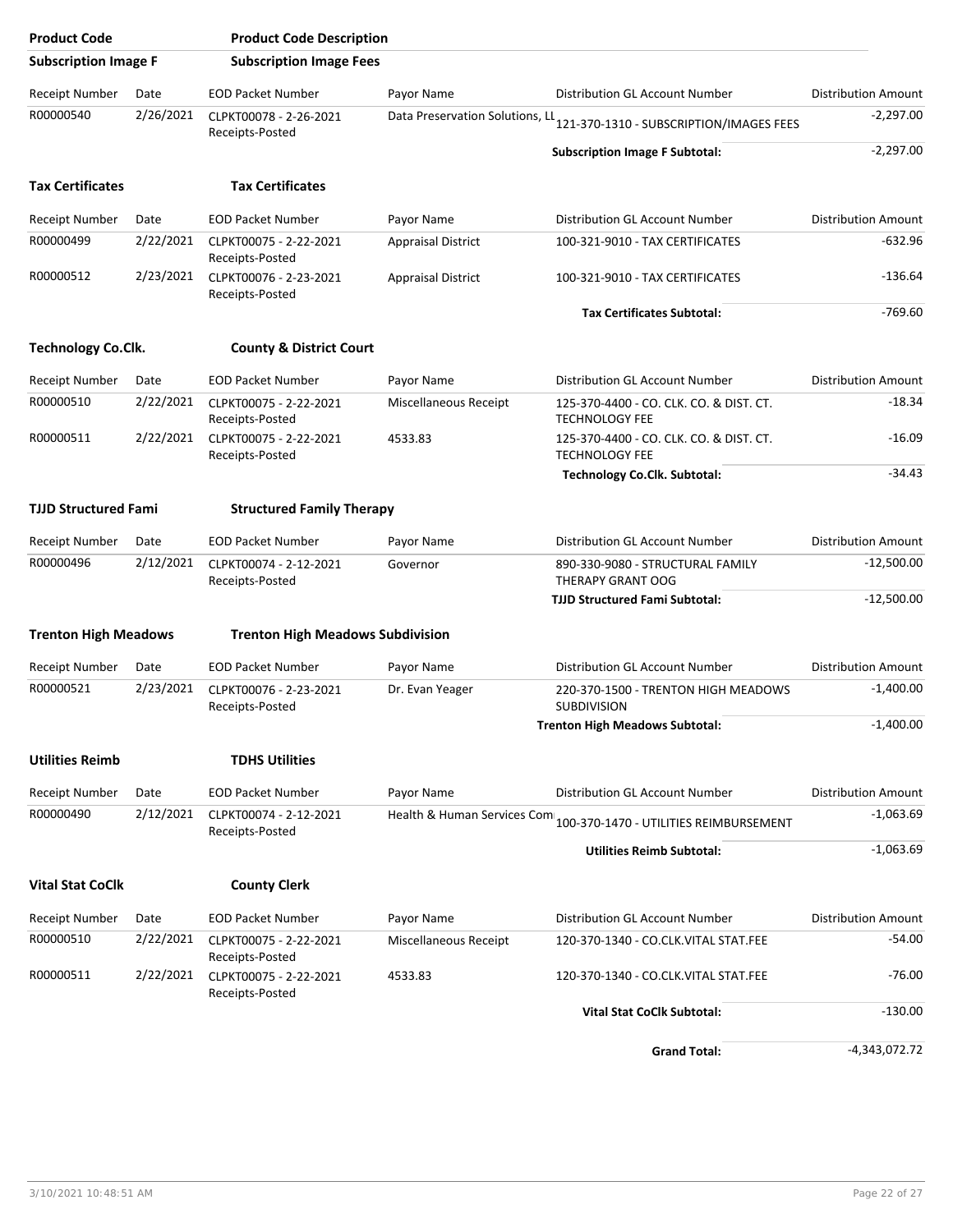| Product Code | | Product Code Description | | | |
|---|---|---|---|---|---|
| **Subscription Image F** | | **Subscription Image Fees** | | | |
| Receipt Number | Date | EOD Packet Number | Payor Name | Distribution GL Account Number | Distribution Amount |
| R00000540 | 2/26/2021 | CLPKT00078 - 2-26-2021 Receipts-Posted | Data Preservation Solutions, LL | 121-370-1310 - SUBSCRIPTION/IMAGES FEES | -2,297.00 |
| | | | | **Subscription Image F Subtotal:** | -2,297.00 |
| **Tax Certificates** | | **Tax Certificates** | | | |
| Receipt Number | Date | EOD Packet Number | Payor Name | Distribution GL Account Number | Distribution Amount |
| R00000499 | 2/22/2021 | CLPKT00075 - 2-22-2021 Receipts-Posted | Appraisal District | 100-321-9010 - TAX CERTIFICATES | -632.96 |
| R00000512 | 2/23/2021 | CLPKT00076 - 2-23-2021 Receipts-Posted | Appraisal District | 100-321-9010 - TAX CERTIFICATES | -136.64 |
| | | | | **Tax Certificates Subtotal:** | -769.60 |
| **Technology Co.Clk.** | | **County & District Court** | | | |
| Receipt Number | Date | EOD Packet Number | Payor Name | Distribution GL Account Number | Distribution Amount |
| R00000510 | 2/22/2021 | CLPKT00075 - 2-22-2021 Receipts-Posted | Miscellaneous Receipt | 125-370-4400 - CO. CLK. CO. & DIST. CT. TECHNOLOGY FEE | -18.34 |
| R00000511 | 2/22/2021 | CLPKT00075 - 2-22-2021 Receipts-Posted | 4533.83 | 125-370-4400 - CO. CLK. CO. & DIST. CT. TECHNOLOGY FEE | -16.09 |
| | | | | **Technology Co.Clk. Subtotal:** | -34.43 |
| **TJJD Structured Fami** | | **Structured Family Therapy** | | | |
| Receipt Number | Date | EOD Packet Number | Payor Name | Distribution GL Account Number | Distribution Amount |
| R00000496 | 2/12/2021 | CLPKT00074 - 2-12-2021 Receipts-Posted | Governor | 890-330-9080 - STRUCTURAL FAMILY THERAPY GRANT OOG | -12,500.00 |
| | | | | **TJJD Structured Fami Subtotal:** | -12,500.00 |
| **Trenton High Meadows** | | **Trenton High Meadows Subdivision** | | | |
| Receipt Number | Date | EOD Packet Number | Payor Name | Distribution GL Account Number | Distribution Amount |
| R00000521 | 2/23/2021 | CLPKT00076 - 2-23-2021 Receipts-Posted | Dr. Evan Yeager | 220-370-1500 - TRENTON HIGH MEADOWS SUBDIVISION | -1,400.00 |
| | | | | **Trenton High Meadows Subtotal:** | -1,400.00 |
| **Utilities Reimb** | | **TDHS Utilities** | | | |
| Receipt Number | Date | EOD Packet Number | Payor Name | Distribution GL Account Number | Distribution Amount |
| R00000490 | 2/12/2021 | CLPKT00074 - 2-12-2021 Receipts-Posted | Health & Human Services Com | 100-370-1470 - UTILITIES REIMBURSEMENT | -1,063.69 |
| | | | | **Utilities Reimb Subtotal:** | -1,063.69 |
| **Vital Stat CoClk** | | **County Clerk** | | | |
| Receipt Number | Date | EOD Packet Number | Payor Name | Distribution GL Account Number | Distribution Amount |
| R00000510 | 2/22/2021 | CLPKT00075 - 2-22-2021 Receipts-Posted | Miscellaneous Receipt | 120-370-1340 - CO.CLK.VITAL STAT.FEE | -54.00 |
| R00000511 | 2/22/2021 | CLPKT00075 - 2-22-2021 Receipts-Posted | 4533.83 | 120-370-1340 - CO.CLK.VITAL STAT.FEE | -76.00 |
| | | | | **Vital Stat CoClk Subtotal:** | -130.00 |
| | | | | **Grand Total:** | -4,343,072.72 |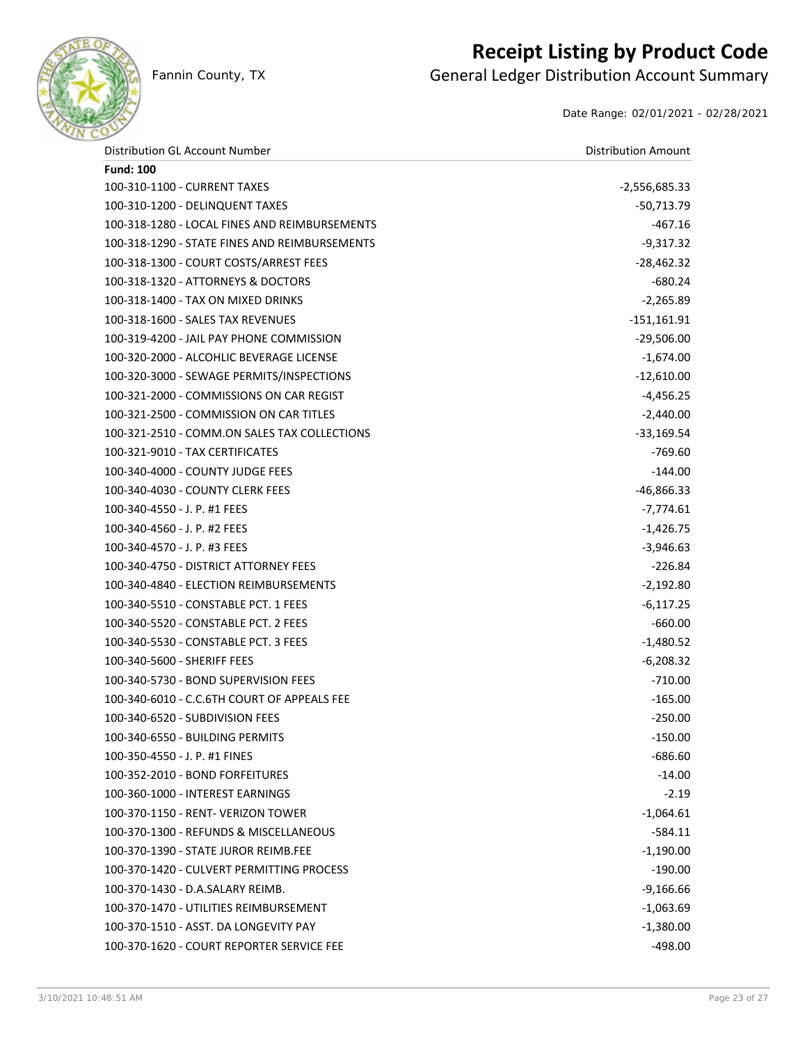# Receipt Listing by Product Code

Fannin County, TX

## General Ledger Distribution Account Summary

Date Range: 02/01/2021 - 02/28/2021

| Distribution GL Account Number | Distribution Amount |
|---|---|
| **Fund: 100** | |
| 100-310-1100 - CURRENT TAXES | -2,556,685.33 |
| 100-310-1200 - DELINQUENT TAXES | -50,713.79 |
| 100-318-1280 - LOCAL FINES AND REIMBURSEMENTS | -467.16 |
| 100-318-1290 - STATE FINES AND REIMBURSEMENTS | -9,317.32 |
| 100-318-1300 - COURT COSTS/ARREST FEES | -28,462.32 |
| 100-318-1320 - ATTORNEYS & DOCTORS | -680.24 |
| 100-318-1400 - TAX ON MIXED DRINKS | -2,265.89 |
| 100-318-1600 - SALES TAX REVENUES | -151,161.91 |
| 100-319-4200 - JAIL PAY PHONE COMMISSION | -29,506.00 |
| 100-320-2000 - ALCOHLIC BEVERAGE LICENSE | -1,674.00 |
| 100-320-3000 - SEWAGE PERMITS/INSPECTIONS | -12,610.00 |
| 100-321-2000 - COMMISSIONS ON CAR REGIST | -4,456.25 |
| 100-321-2500 - COMMISSION ON CAR TITLES | -2,440.00 |
| 100-321-2510 - COMM.ON SALES TAX COLLECTIONS | -33,169.54 |
| 100-321-9010 - TAX CERTIFICATES | -769.60 |
| 100-340-4000 - COUNTY JUDGE FEES | -144.00 |
| 100-340-4030 - COUNTY CLERK FEES | -46,866.33 |
| 100-340-4550 - J. P. #1 FEES | -7,774.61 |
| 100-340-4560 - J. P. #2 FEES | -1,426.75 |
| 100-340-4570 - J. P. #3 FEES | -3,946.63 |
| 100-340-4750 - DISTRICT ATTORNEY FEES | -226.84 |
| 100-340-4840 - ELECTION REIMBURSEMENTS | -2,192.80 |
| 100-340-5510 - CONSTABLE PCT. 1 FEES | -6,117.25 |
| 100-340-5520 - CONSTABLE PCT. 2 FEES | -660.00 |
| 100-340-5530 - CONSTABLE PCT. 3 FEES | -1,480.52 |
| 100-340-5600 - SHERIFF FEES | -6,208.32 |
| 100-340-5730 - BOND SUPERVISION FEES | -710.00 |
| 100-340-6010 - C.C.6TH COURT OF APPEALS FEE | -165.00 |
| 100-340-6520 - SUBDIVISION FEES | -250.00 |
| 100-340-6550 - BUILDING PERMITS | -150.00 |
| 100-350-4550 - J. P. #1 FINES | -686.60 |
| 100-352-2010 - BOND FORFEITURES | -14.00 |
| 100-360-1000 - INTEREST EARNINGS | -2.19 |
| 100-370-1150 - RENT- VERIZON TOWER | -1,064.61 |
| 100-370-1300 - REFUNDS & MISCELLANEOUS | -584.11 |
| 100-370-1390 - STATE JUROR REIMB.FEE | -1,190.00 |
| 100-370-1420 - CULVERT PERMITTING PROCESS | -190.00 |
| 100-370-1430 - D.A.SALARY REIMB. | -9,166.66 |
| 100-370-1470 - UTILITIES REIMBURSEMENT | -1,063.69 |
| 100-370-1510 - ASST. DA LONGEVITY PAY | -1,380.00 |
| 100-370-1620 - COURT REPORTER SERVICE FEE | -498.00 |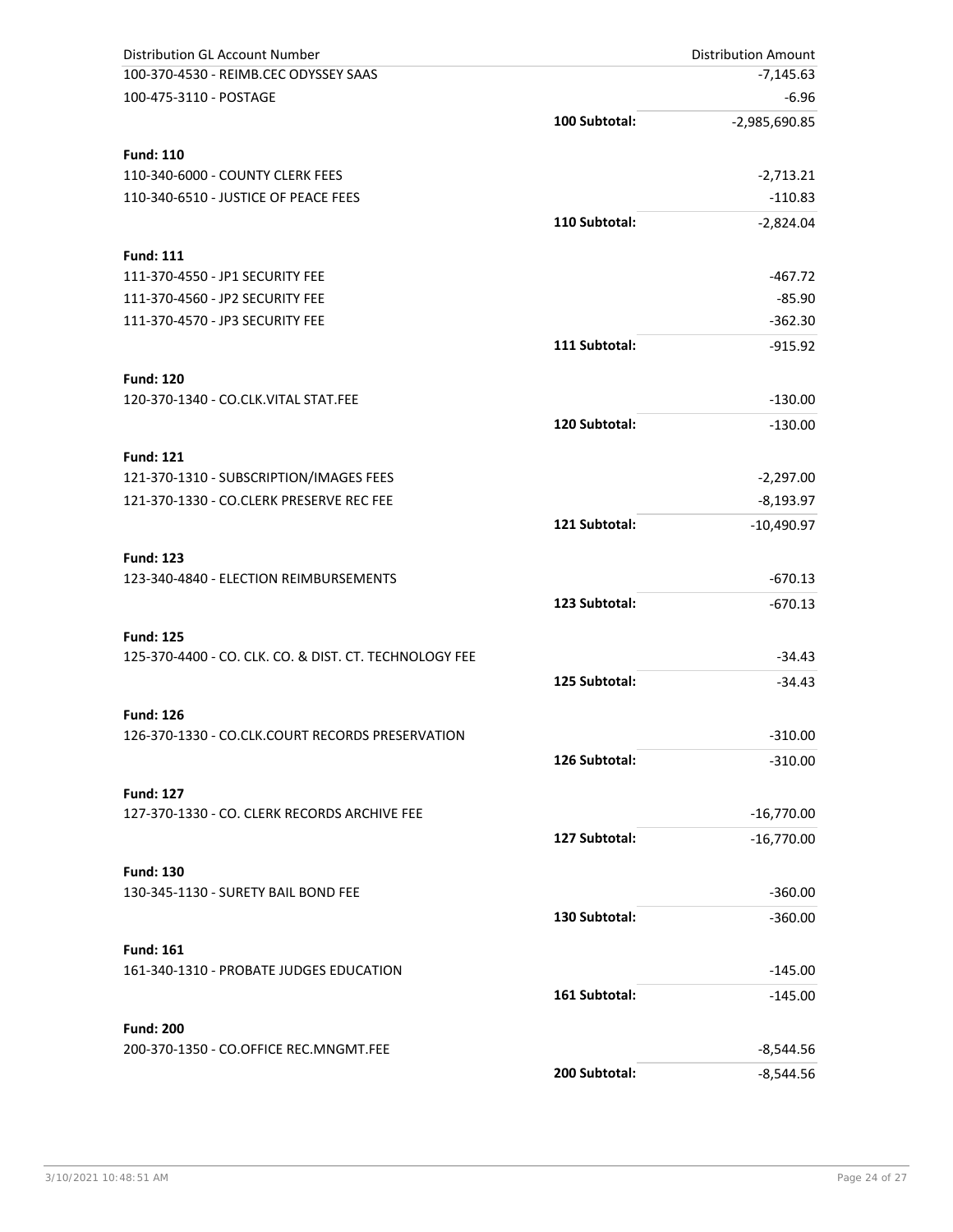| Distribution GL Account Number | | Distribution Amount |
|---|---|---|
| 100-370-4530 - REIMB.CEC ODYSSEY SAAS | | -7,145.63 |
| 100-475-3110 - POSTAGE | | -6.96 |
| | **100 Subtotal:** | -2,985,690.85 |
| **Fund: 110** | | |
| 110-340-6000 - COUNTY CLERK FEES | | -2,713.21 |
| 110-340-6510 - JUSTICE OF PEACE FEES | | -110.83 |
| | **110 Subtotal:** | -2,824.04 |
| **Fund: 111** | | |
| 111-370-4550 - JP1 SECURITY FEE | | -467.72 |
| 111-370-4560 - JP2 SECURITY FEE | | -85.90 |
| 111-370-4570 - JP3 SECURITY FEE | | -362.30 |
| | **111 Subtotal:** | -915.92 |
| **Fund: 120** | | |
| 120-370-1340 - CO.CLK.VITAL STAT.FEE | | -130.00 |
| | **120 Subtotal:** | -130.00 |
| **Fund: 121** | | |
| 121-370-1310 - SUBSCRIPTION/IMAGES FEES | | -2,297.00 |
| 121-370-1330 - CO.CLERK PRESERVE REC FEE | | -8,193.97 |
| | **121 Subtotal:** | -10,490.97 |
| **Fund: 123** | | |
| 123-340-4840 - ELECTION REIMBURSEMENTS | | -670.13 |
| | **123 Subtotal:** | -670.13 |
| **Fund: 125** | | |
| 125-370-4400 - CO. CLK. CO. & DIST. CT. TECHNOLOGY FEE | | -34.43 |
| | **125 Subtotal:** | -34.43 |
| **Fund: 126** | | |
| 126-370-1330 - CO.CLK.COURT RECORDS PRESERVATION | | -310.00 |
| | **126 Subtotal:** | -310.00 |
| **Fund: 127** | | |
| 127-370-1330 - CO. CLERK RECORDS ARCHIVE FEE | | -16,770.00 |
| | **127 Subtotal:** | -16,770.00 |
| **Fund: 130** | | |
| 130-345-1130 - SURETY BAIL BOND FEE | | -360.00 |
| | **130 Subtotal:** | -360.00 |
| **Fund: 161** | | |
| 161-340-1310 - PROBATE JUDGES EDUCATION | | -145.00 |
| | **161 Subtotal:** | -145.00 |
| **Fund: 200** | | |
| 200-370-1350 - CO.OFFICE REC.MNGMT.FEE | | -8,544.56 |
| | **200 Subtotal:** | -8,544.56 |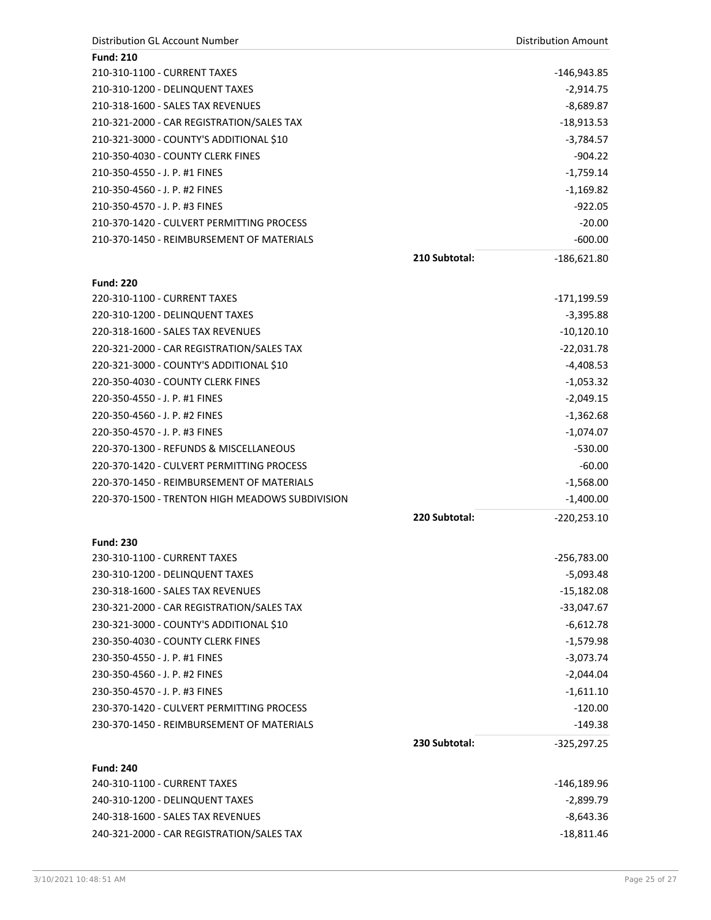| Distribution GL Account Number | | Distribution Amount |
|---|---|---|
| **Fund: 210** | | |
| 210-310-1100 - CURRENT TAXES | | -146,943.85 |
| 210-310-1200 - DELINQUENT TAXES | | -2,914.75 |
| 210-318-1600 - SALES TAX REVENUES | | -8,689.87 |
| 210-321-2000 - CAR REGISTRATION/SALES TAX | | -18,913.53 |
| 210-321-3000 - COUNTY'S ADDITIONAL $10 | | -3,784.57 |
| 210-350-4030 - COUNTY CLERK FINES | | -904.22 |
| 210-350-4550 - J. P. #1 FINES | | -1,759.14 |
| 210-350-4560 - J. P. #2 FINES | | -1,169.82 |
| 210-350-4570 - J. P. #3 FINES | | -922.05 |
| 210-370-1420 - CULVERT PERMITTING PROCESS | | -20.00 |
| 210-370-1450 - REIMBURSEMENT OF MATERIALS | | -600.00 |
| | **210 Subtotal:** | -186,621.80 |
| **Fund: 220** | | |
| 220-310-1100 - CURRENT TAXES | | -171,199.59 |
| 220-310-1200 - DELINQUENT TAXES | | -3,395.88 |
| 220-318-1600 - SALES TAX REVENUES | | -10,120.10 |
| 220-321-2000 - CAR REGISTRATION/SALES TAX | | -22,031.78 |
| 220-321-3000 - COUNTY'S ADDITIONAL $10 | | -4,408.53 |
| 220-350-4030 - COUNTY CLERK FINES | | -1,053.32 |
| 220-350-4550 - J. P. #1 FINES | | -2,049.15 |
| 220-350-4560 - J. P. #2 FINES | | -1,362.68 |
| 220-350-4570 - J. P. #3 FINES | | -1,074.07 |
| 220-370-1300 - REFUNDS & MISCELLANEOUS | | -530.00 |
| 220-370-1420 - CULVERT PERMITTING PROCESS | | -60.00 |
| 220-370-1450 - REIMBURSEMENT OF MATERIALS | | -1,568.00 |
| 220-370-1500 - TRENTON HIGH MEADOWS SUBDIVISION | | -1,400.00 |
| | **220 Subtotal:** | -220,253.10 |
| **Fund: 230** | | |
| 230-310-1100 - CURRENT TAXES | | -256,783.00 |
| 230-310-1200 - DELINQUENT TAXES | | -5,093.48 |
| 230-318-1600 - SALES TAX REVENUES | | -15,182.08 |
| 230-321-2000 - CAR REGISTRATION/SALES TAX | | -33,047.67 |
| 230-321-3000 - COUNTY'S ADDITIONAL $10 | | -6,612.78 |
| 230-350-4030 - COUNTY CLERK FINES | | -1,579.98 |
| 230-350-4550 - J. P. #1 FINES | | -3,073.74 |
| 230-350-4560 - J. P. #2 FINES | | -2,044.04 |
| 230-350-4570 - J. P. #3 FINES | | -1,611.10 |
| 230-370-1420 - CULVERT PERMITTING PROCESS | | -120.00 |
| 230-370-1450 - REIMBURSEMENT OF MATERIALS | | -149.38 |
| | **230 Subtotal:** | -325,297.25 |
| **Fund: 240** | | |
| 240-310-1100 - CURRENT TAXES | | -146,189.96 |
| 240-310-1200 - DELINQUENT TAXES | | -2,899.79 |
| 240-318-1600 - SALES TAX REVENUES | | -8,643.36 |
| 240-321-2000 - CAR REGISTRATION/SALES TAX | | -18,811.46 |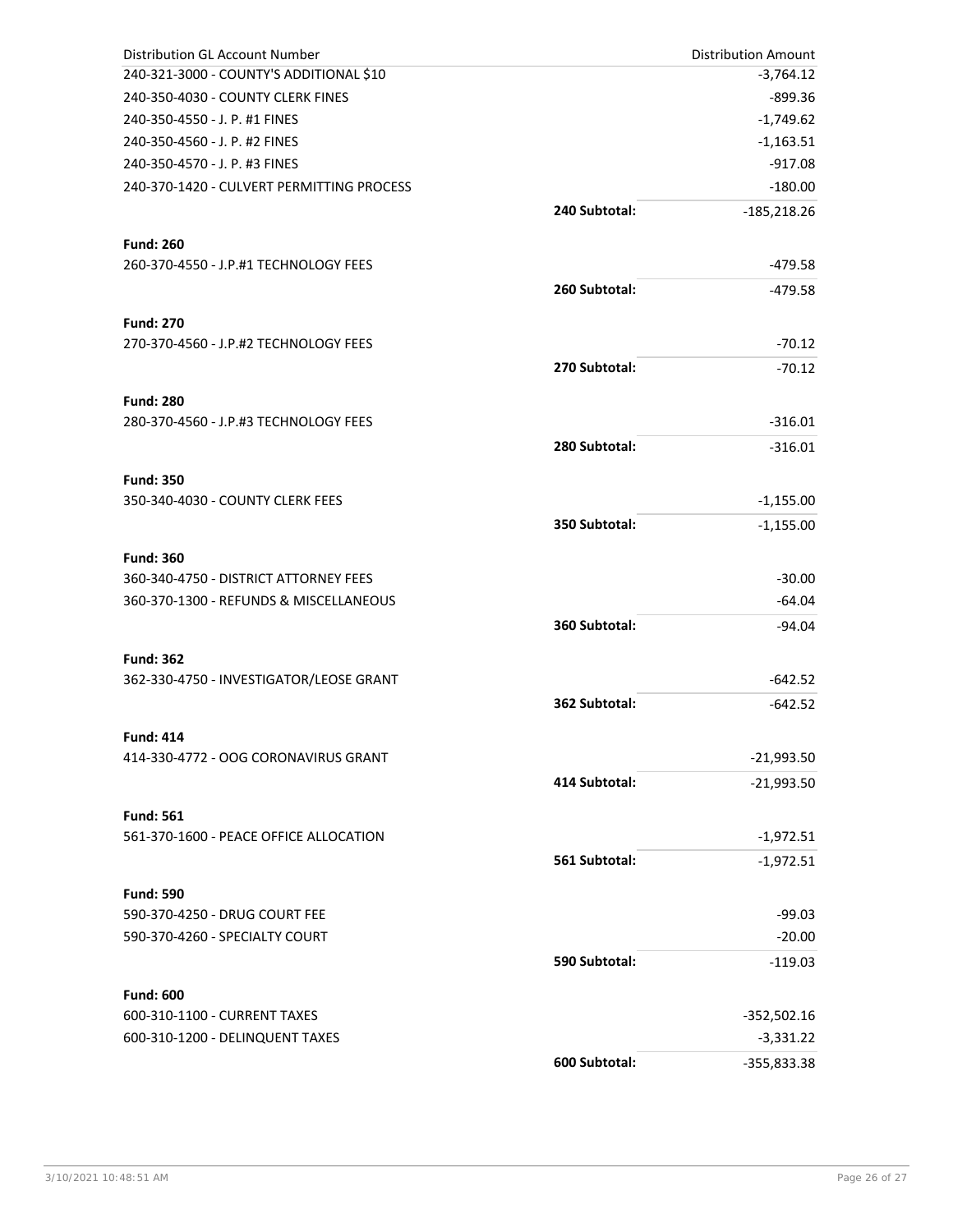| Distribution GL Account Number | | Distribution Amount |
|---|---|---|
| 240-321-3000 - COUNTY'S ADDITIONAL $10 | | -3,764.12 |
| 240-350-4030 - COUNTY CLERK FINES | | -899.36 |
| 240-350-4550 - J. P. #1 FINES | | -1,749.62 |
| 240-350-4560 - J. P. #2 FINES | | -1,163.51 |
| 240-350-4570 - J. P. #3 FINES | | -917.08 |
| 240-370-1420 - CULVERT PERMITTING PROCESS | | -180.00 |
| | **240 Subtotal:** | -185,218.26 |
| **Fund: 260** | | |
| 260-370-4550 - J.P.#1 TECHNOLOGY FEES | | -479.58 |
| | **260 Subtotal:** | -479.58 |
| **Fund: 270** | | |
| 270-370-4560 - J.P.#2 TECHNOLOGY FEES | | -70.12 |
| | **270 Subtotal:** | -70.12 |
| **Fund: 280** | | |
| 280-370-4560 - J.P.#3 TECHNOLOGY FEES | | -316.01 |
| | **280 Subtotal:** | -316.01 |
| **Fund: 350** | | |
| 350-340-4030 - COUNTY CLERK FEES | | -1,155.00 |
| | **350 Subtotal:** | -1,155.00 |
| **Fund: 360** | | |
| 360-340-4750 - DISTRICT ATTORNEY FEES | | -30.00 |
| 360-370-1300 - REFUNDS & MISCELLANEOUS | | -64.04 |
| | **360 Subtotal:** | -94.04 |
| **Fund: 362** | | |
| 362-330-4750 - INVESTIGATOR/LEOSE GRANT | | -642.52 |
| | **362 Subtotal:** | -642.52 |
| **Fund: 414** | | |
| 414-330-4772 - OOG CORONAVIRUS GRANT | | -21,993.50 |
| | **414 Subtotal:** | -21,993.50 |
| **Fund: 561** | | |
| 561-370-1600 - PEACE OFFICE ALLOCATION | | -1,972.51 |
| | **561 Subtotal:** | -1,972.51 |
| **Fund: 590** | | |
| 590-370-4250 - DRUG COURT FEE | | -99.03 |
| 590-370-4260 - SPECIALTY COURT | | -20.00 |
| | **590 Subtotal:** | -119.03 |
| **Fund: 600** | | |
| 600-310-1100 - CURRENT TAXES | | -352,502.16 |
| 600-310-1200 - DELINQUENT TAXES | | -3,331.22 |
| | **600 Subtotal:** | -355,833.38 |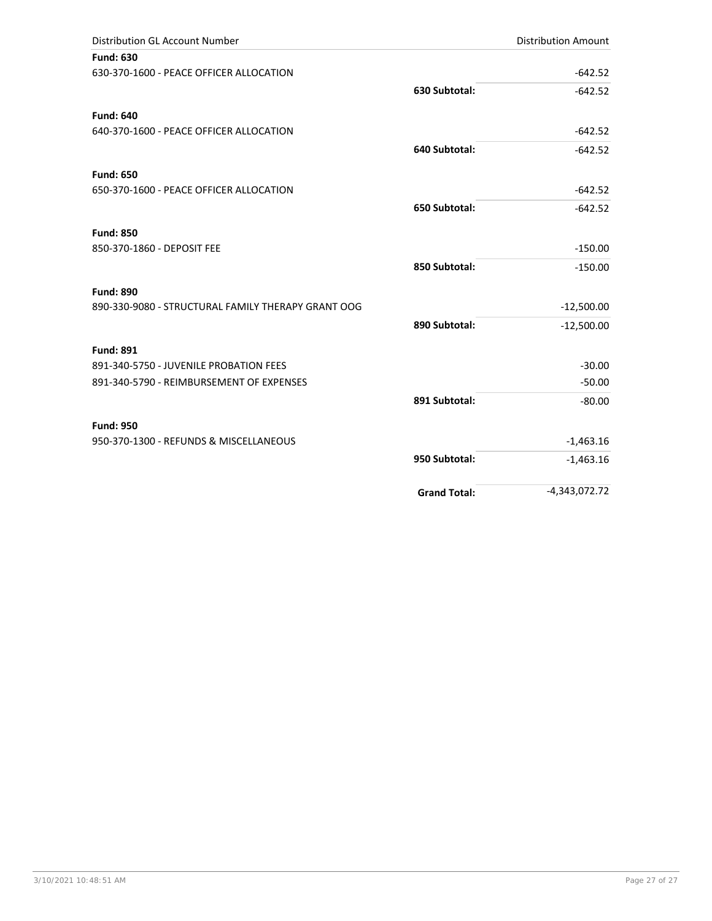| Distribution GL Account Number | | Distribution Amount |
|---|---|---|
| **Fund: 630** | | |
| 630-370-1600 - PEACE OFFICER ALLOCATION | | -642.52 |
| | **630 Subtotal:** | -642.52 |
| **Fund: 640** | | |
| 640-370-1600 - PEACE OFFICER ALLOCATION | | -642.52 |
| | **640 Subtotal:** | -642.52 |
| **Fund: 650** | | |
| 650-370-1600 - PEACE OFFICER ALLOCATION | | -642.52 |
| | **650 Subtotal:** | -642.52 |
| **Fund: 850** | | |
| 850-370-1860 - DEPOSIT FEE | | -150.00 |
| | **850 Subtotal:** | -150.00 |
| **Fund: 890** | | |
| 890-330-9080 - STRUCTURAL FAMILY THERAPY GRANT OOG | | -12,500.00 |
| | **890 Subtotal:** | -12,500.00 |
| **Fund: 891** | | |
| 891-340-5750 - JUVENILE PROBATION FEES | | -30.00 |
| 891-340-5790 - REIMBURSEMENT OF EXPENSES | | -50.00 |
| | **891 Subtotal:** | -80.00 |
| **Fund: 950** | | |
| 950-370-1300 - REFUNDS & MISCELLANEOUS | | -1,463.16 |
| | **950 Subtotal:** | -1,463.16 |
| | **Grand Total:** | -4,343,072.72 |